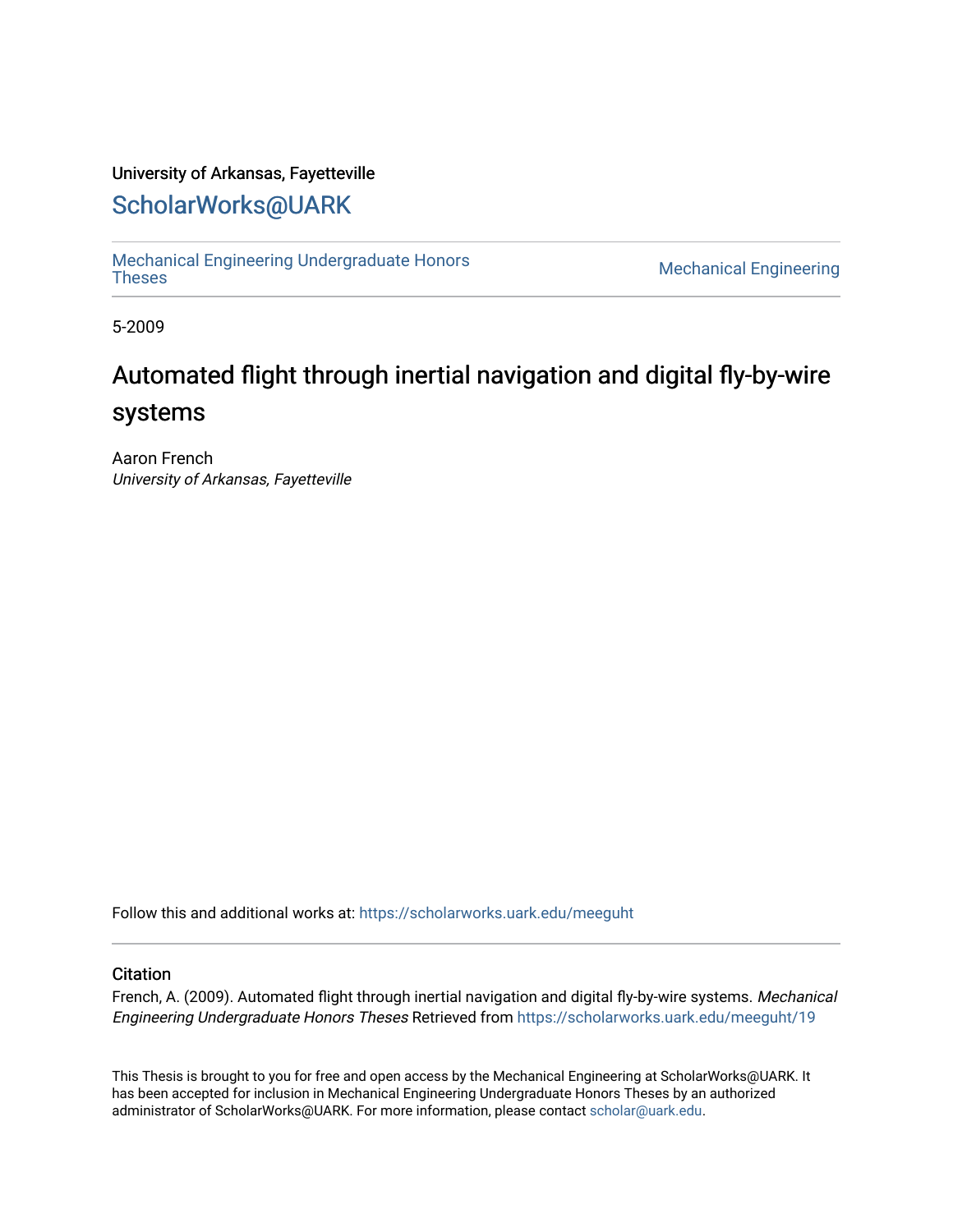University of Arkansas, Fayetteville

## ScholarWorks@UARK

Mechanical Engineering Undergraduate Honors Theses

Mechanical Engineering

5-2009

# Automated flight through inertial navigation and digital fly-by-wire systems

Aaron French
*University of Arkansas, Fayetteville*

Follow this and additional works at: https://scholarworks.uark.edu/meeguht

### Citation

French, A. (2009). Automated flight through inertial navigation and digital fly-by-wire systems. *Mechanical Engineering Undergraduate Honors Theses* Retrieved from https://scholarworks.uark.edu/meeguht/19

This Thesis is brought to you for free and open access by the Mechanical Engineering at ScholarWorks@UARK. It has been accepted for inclusion in Mechanical Engineering Undergraduate Honors Theses by an authorized administrator of ScholarWorks@UARK. For more information, please contact scholar@uark.edu.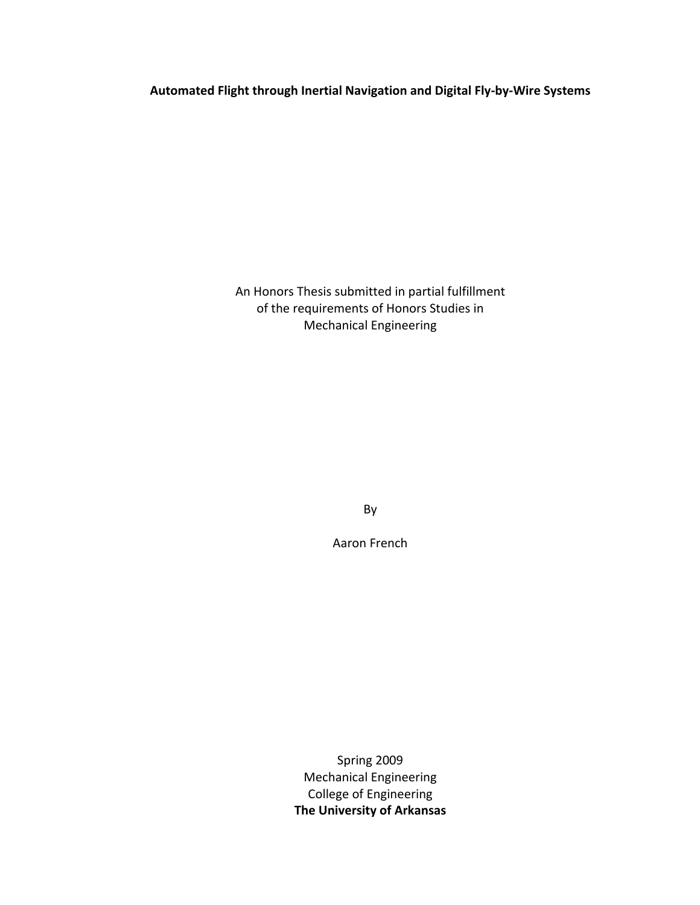**Automated Flight through Inertial Navigation and Digital Fly-by-Wire Systems**

An Honors Thesis submitted in partial fulfillment
of the requirements of Honors Studies in
Mechanical Engineering

By

Aaron French

Spring 2009
Mechanical Engineering
College of Engineering
**The University of Arkansas**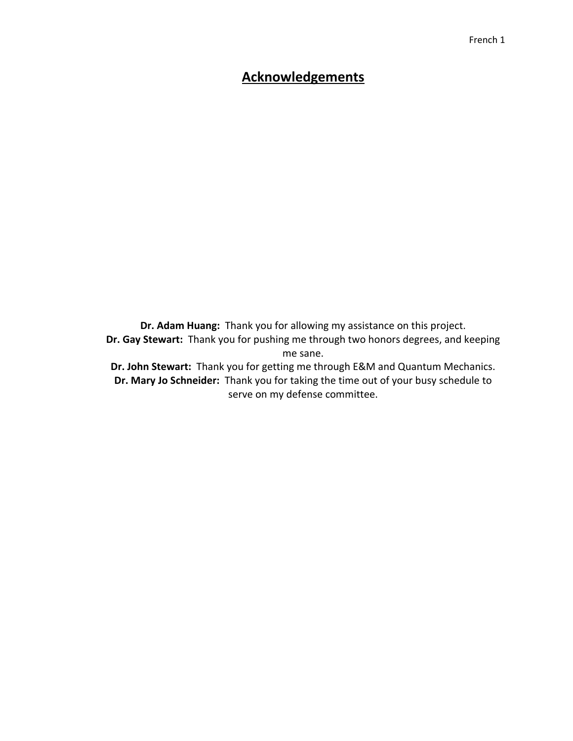# Acknowledgements

**Dr. Adam Huang:** Thank you for allowing my assistance on this project.

**Dr. Gay Stewart:** Thank you for pushing me through two honors degrees, and keeping me sane.

**Dr. John Stewart:** Thank you for getting me through E&M and Quantum Mechanics.

**Dr. Mary Jo Schneider:** Thank you for taking the time out of your busy schedule to serve on my defense committee.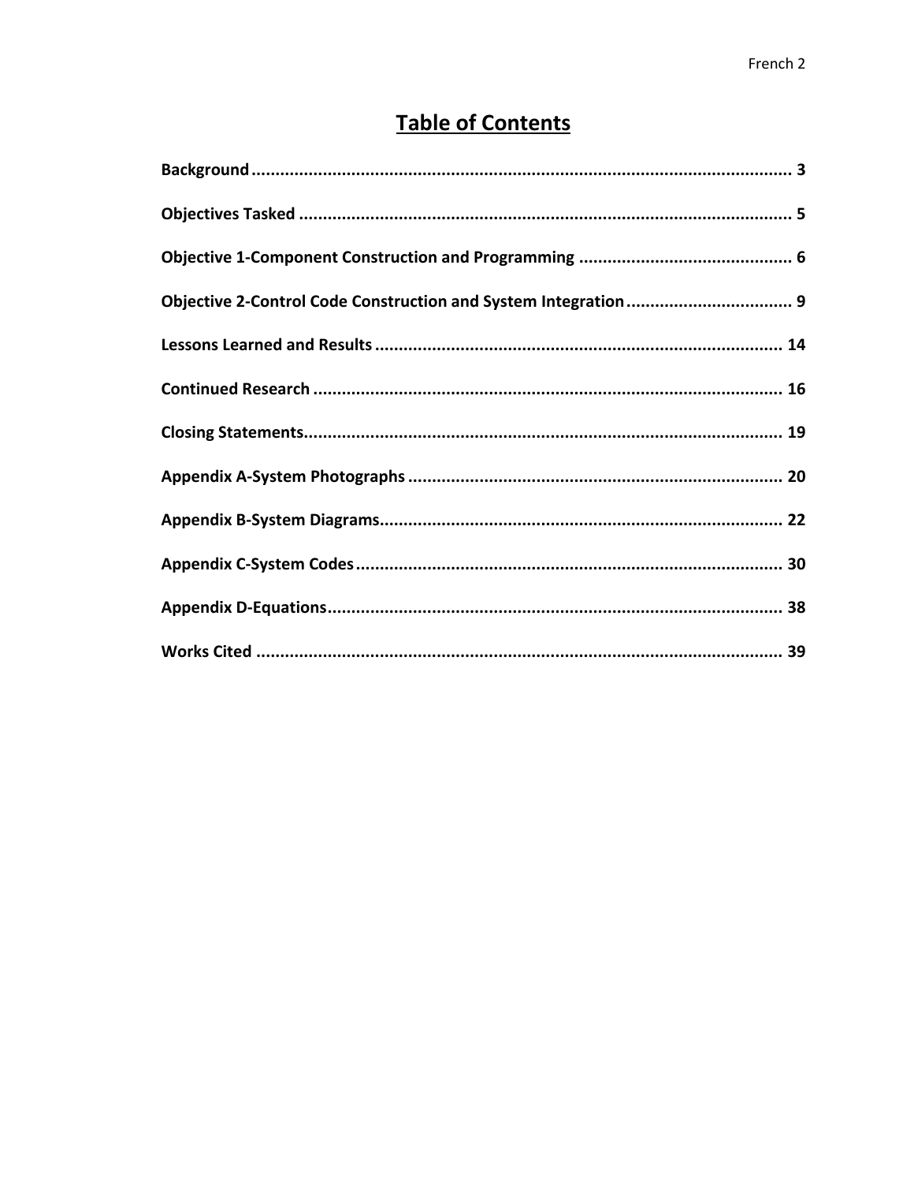# Table of Contents

**Background** .................................................................................................................. 3

**Objectives Tasked** ......................................................................................................... 5

**Objective 1-Component Construction and Programming** ............................................. 6

**Objective 2-Control Code Construction and System Integration** ................................... 9

**Lessons Learned and Results** ...................................................................................... 14

**Continued Research** .................................................................................................... 16

**Closing Statements**...................................................................................................... 19

**Appendix A-System Photographs** ............................................................................... 20

**Appendix B-System Diagrams**..................................................................................... 22

**Appendix C-System Codes** .......................................................................................... 30

**Appendix D-Equations**................................................................................................. 38

**Works Cited** ................................................................................................................ 39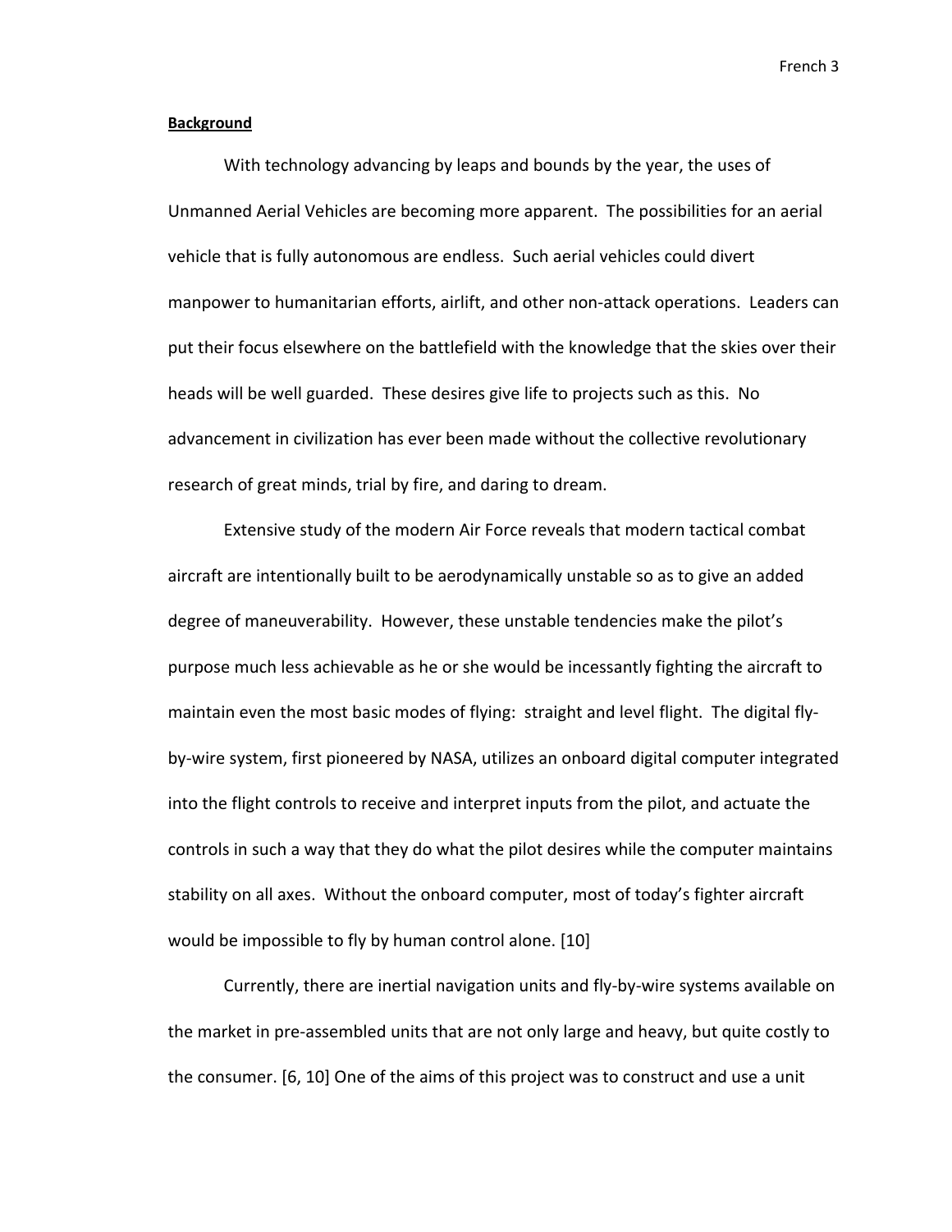**Background**

With technology advancing by leaps and bounds by the year, the uses of Unmanned Aerial Vehicles are becoming more apparent. The possibilities for an aerial vehicle that is fully autonomous are endless. Such aerial vehicles could divert manpower to humanitarian efforts, airlift, and other non-attack operations. Leaders can put their focus elsewhere on the battlefield with the knowledge that the skies over their heads will be well guarded. These desires give life to projects such as this. No advancement in civilization has ever been made without the collective revolutionary research of great minds, trial by fire, and daring to dream.

Extensive study of the modern Air Force reveals that modern tactical combat aircraft are intentionally built to be aerodynamically unstable so as to give an added degree of maneuverability. However, these unstable tendencies make the pilot's purpose much less achievable as he or she would be incessantly fighting the aircraft to maintain even the most basic modes of flying: straight and level flight. The digital fly-by-wire system, first pioneered by NASA, utilizes an onboard digital computer integrated into the flight controls to receive and interpret inputs from the pilot, and actuate the controls in such a way that they do what the pilot desires while the computer maintains stability on all axes. Without the onboard computer, most of today's fighter aircraft would be impossible to fly by human control alone. [10]

Currently, there are inertial navigation units and fly-by-wire systems available on the market in pre-assembled units that are not only large and heavy, but quite costly to the consumer. [6, 10] One of the aims of this project was to construct and use a unit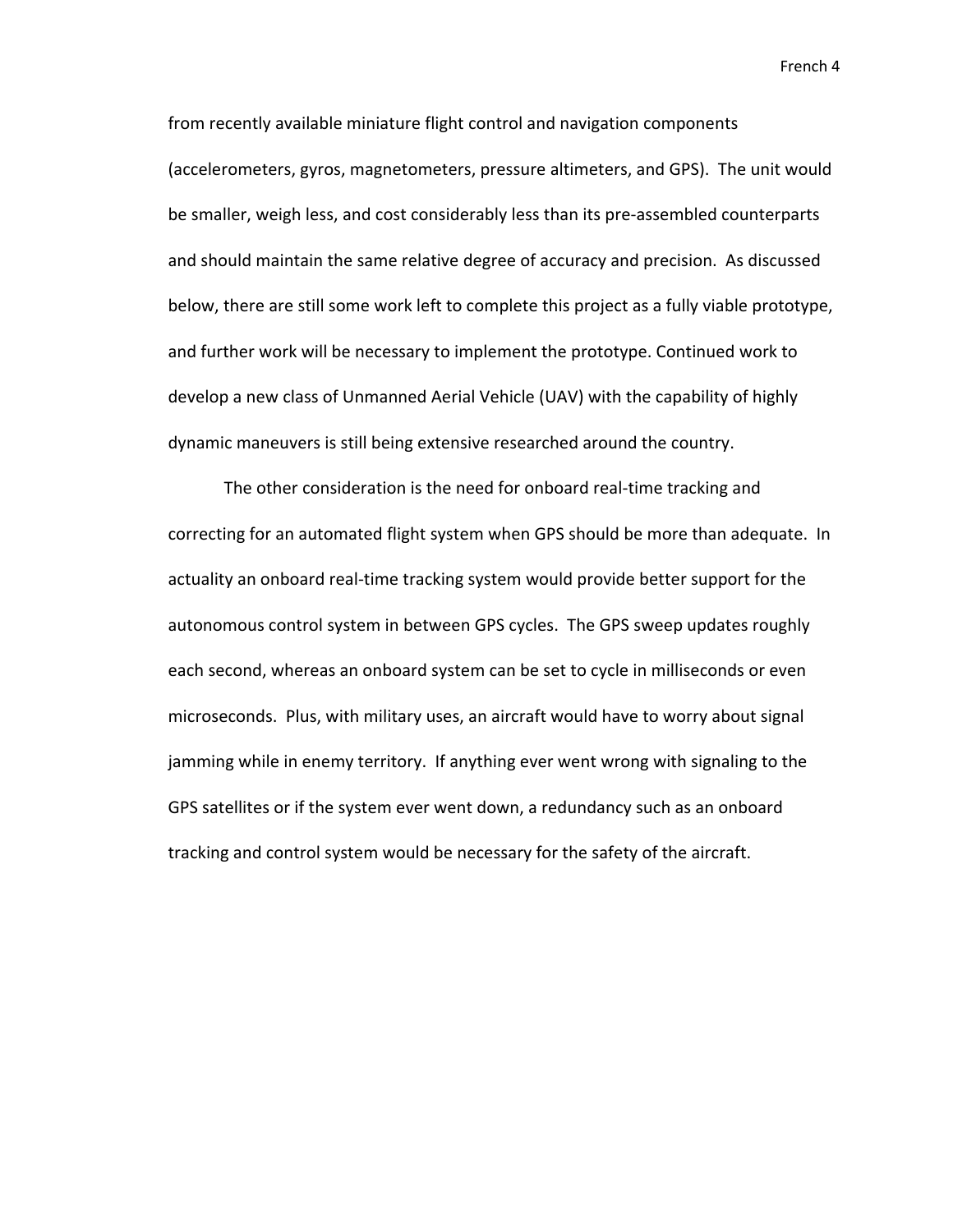from recently available miniature flight control and navigation components (accelerometers, gyros, magnetometers, pressure altimeters, and GPS). The unit would be smaller, weigh less, and cost considerably less than its pre-assembled counterparts and should maintain the same relative degree of accuracy and precision. As discussed below, there are still some work left to complete this project as a fully viable prototype, and further work will be necessary to implement the prototype. Continued work to develop a new class of Unmanned Aerial Vehicle (UAV) with the capability of highly dynamic maneuvers is still being extensive researched around the country.

The other consideration is the need for onboard real-time tracking and correcting for an automated flight system when GPS should be more than adequate. In actuality an onboard real-time tracking system would provide better support for the autonomous control system in between GPS cycles. The GPS sweep updates roughly each second, whereas an onboard system can be set to cycle in milliseconds or even microseconds. Plus, with military uses, an aircraft would have to worry about signal jamming while in enemy territory. If anything ever went wrong with signaling to the GPS satellites or if the system ever went down, a redundancy such as an onboard tracking and control system would be necessary for the safety of the aircraft.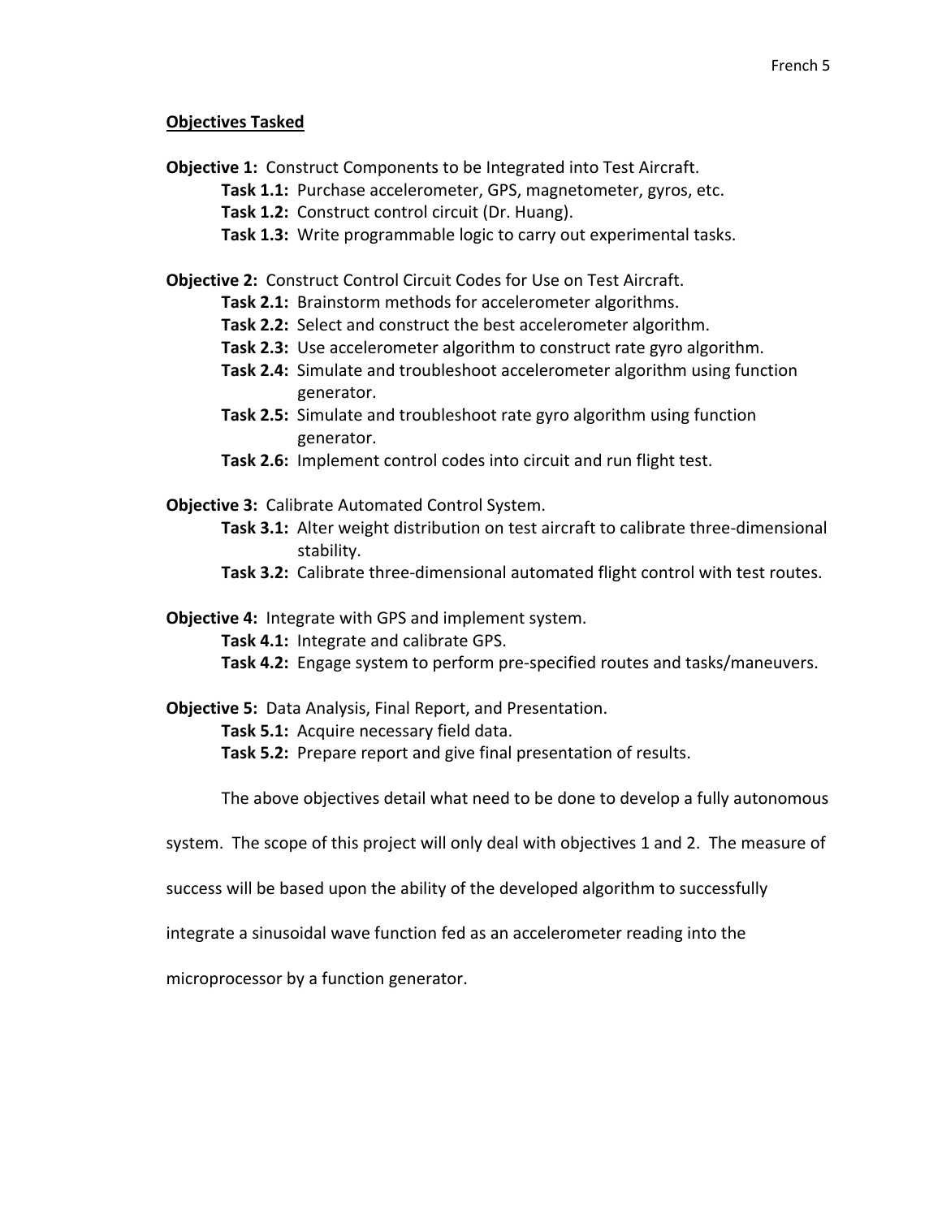**Objectives Tasked**

**Objective 1:** Construct Components to be Integrated into Test Aircraft.

- **Task 1.1:** Purchase accelerometer, GPS, magnetometer, gyros, etc.
- **Task 1.2:** Construct control circuit (Dr. Huang).
- **Task 1.3:** Write programmable logic to carry out experimental tasks.

**Objective 2:** Construct Control Circuit Codes for Use on Test Aircraft.

- **Task 2.1:** Brainstorm methods for accelerometer algorithms.
- **Task 2.2:** Select and construct the best accelerometer algorithm.
- **Task 2.3:** Use accelerometer algorithm to construct rate gyro algorithm.
- **Task 2.4:** Simulate and troubleshoot accelerometer algorithm using function generator.
- **Task 2.5:** Simulate and troubleshoot rate gyro algorithm using function generator.
- **Task 2.6:** Implement control codes into circuit and run flight test.

**Objective 3:** Calibrate Automated Control System.

- **Task 3.1:** Alter weight distribution on test aircraft to calibrate three-dimensional stability.
- **Task 3.2:** Calibrate three-dimensional automated flight control with test routes.

**Objective 4:** Integrate with GPS and implement system.

- **Task 4.1:** Integrate and calibrate GPS.
- **Task 4.2:** Engage system to perform pre-specified routes and tasks/maneuvers.

**Objective 5:** Data Analysis, Final Report, and Presentation.

- **Task 5.1:** Acquire necessary field data.
- **Task 5.2:** Prepare report and give final presentation of results.

The above objectives detail what need to be done to develop a fully autonomous system. The scope of this project will only deal with objectives 1 and 2. The measure of success will be based upon the ability of the developed algorithm to successfully integrate a sinusoidal wave function fed as an accelerometer reading into the microprocessor by a function generator.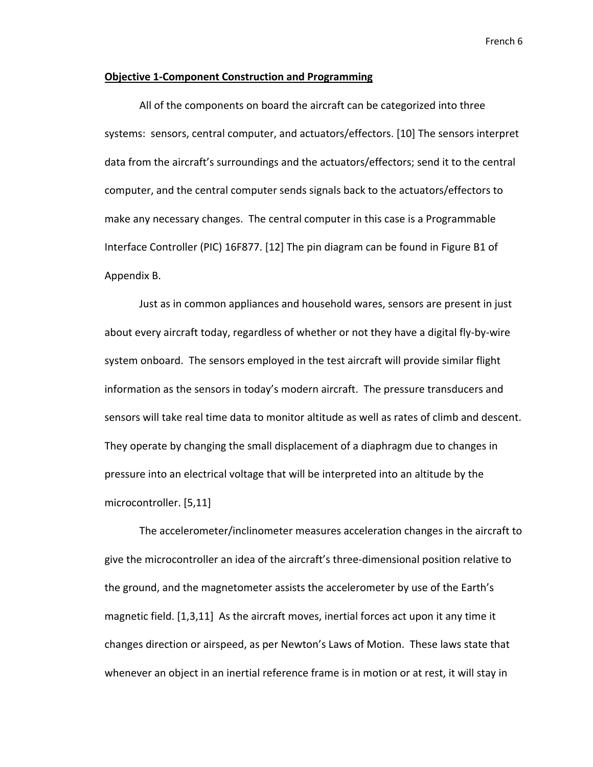**Objective 1-Component Construction and Programming**

All of the components on board the aircraft can be categorized into three systems: sensors, central computer, and actuators/effectors. [10] The sensors interpret data from the aircraft's surroundings and the actuators/effectors; send it to the central computer, and the central computer sends signals back to the actuators/effectors to make any necessary changes. The central computer in this case is a Programmable Interface Controller (PIC) 16F877. [12] The pin diagram can be found in Figure B1 of Appendix B.

Just as in common appliances and household wares, sensors are present in just about every aircraft today, regardless of whether or not they have a digital fly-by-wire system onboard. The sensors employed in the test aircraft will provide similar flight information as the sensors in today's modern aircraft. The pressure transducers and sensors will take real time data to monitor altitude as well as rates of climb and descent. They operate by changing the small displacement of a diaphragm due to changes in pressure into an electrical voltage that will be interpreted into an altitude by the microcontroller. [5,11]

The accelerometer/inclinometer measures acceleration changes in the aircraft to give the microcontroller an idea of the aircraft's three-dimensional position relative to the ground, and the magnetometer assists the accelerometer by use of the Earth's magnetic field. [1,3,11] As the aircraft moves, inertial forces act upon it any time it changes direction or airspeed, as per Newton's Laws of Motion. These laws state that whenever an object in an inertial reference frame is in motion or at rest, it will stay in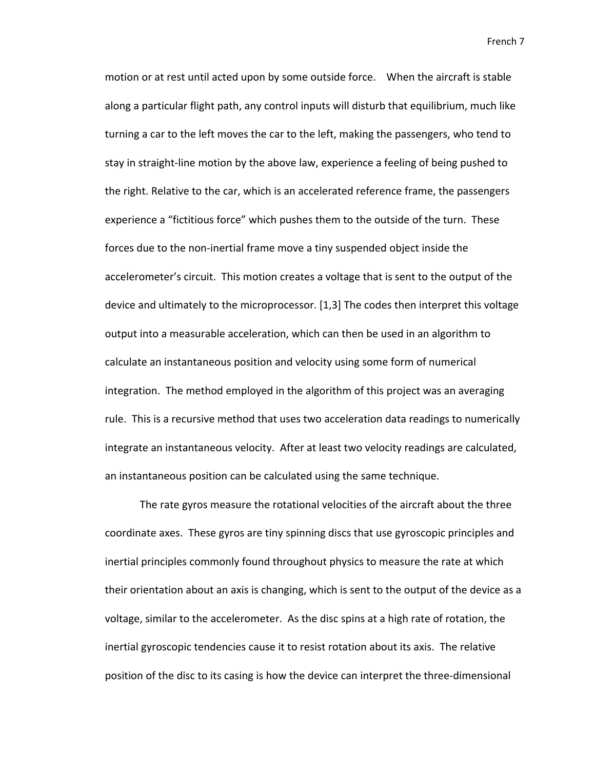motion or at rest until acted upon by some outside force. When the aircraft is stable along a particular flight path, any control inputs will disturb that equilibrium, much like turning a car to the left moves the car to the left, making the passengers, who tend to stay in straight-line motion by the above law, experience a feeling of being pushed to the right. Relative to the car, which is an accelerated reference frame, the passengers experience a "fictitious force" which pushes them to the outside of the turn. These forces due to the non-inertial frame move a tiny suspended object inside the accelerometer's circuit. This motion creates a voltage that is sent to the output of the device and ultimately to the microprocessor. [1,3] The codes then interpret this voltage output into a measurable acceleration, which can then be used in an algorithm to calculate an instantaneous position and velocity using some form of numerical integration. The method employed in the algorithm of this project was an averaging rule. This is a recursive method that uses two acceleration data readings to numerically integrate an instantaneous velocity. After at least two velocity readings are calculated, an instantaneous position can be calculated using the same technique.

The rate gyros measure the rotational velocities of the aircraft about the three coordinate axes. These gyros are tiny spinning discs that use gyroscopic principles and inertial principles commonly found throughout physics to measure the rate at which their orientation about an axis is changing, which is sent to the output of the device as a voltage, similar to the accelerometer. As the disc spins at a high rate of rotation, the inertial gyroscopic tendencies cause it to resist rotation about its axis. The relative position of the disc to its casing is how the device can interpret the three-dimensional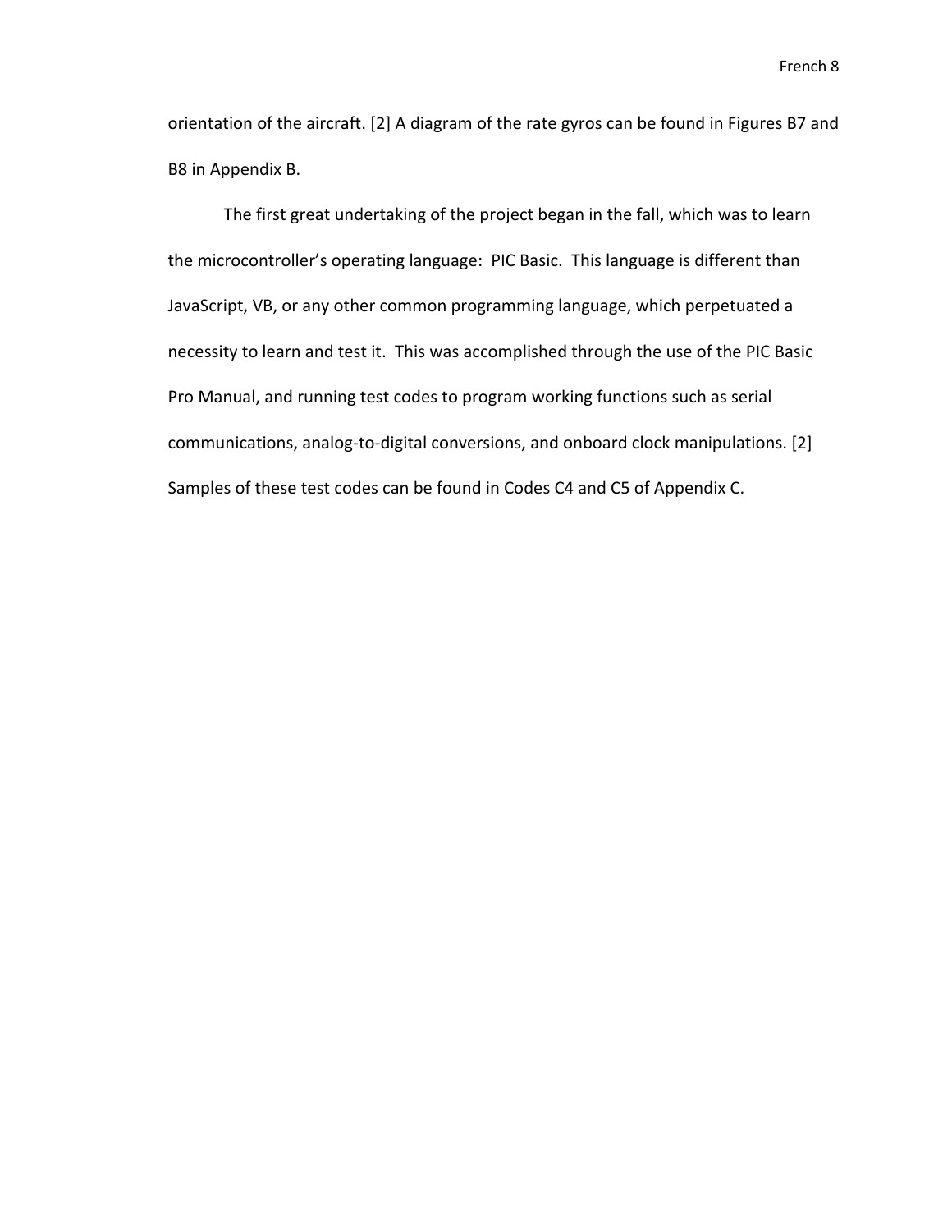orientation of the aircraft. [2] A diagram of the rate gyros can be found in Figures B7 and B8 in Appendix B.

The first great undertaking of the project began in the fall, which was to learn the microcontroller's operating language: PIC Basic. This language is different than JavaScript, VB, or any other common programming language, which perpetuated a necessity to learn and test it. This was accomplished through the use of the PIC Basic Pro Manual, and running test codes to program working functions such as serial communications, analog-to-digital conversions, and onboard clock manipulations. [2] Samples of these test codes can be found in Codes C4 and C5 of Appendix C.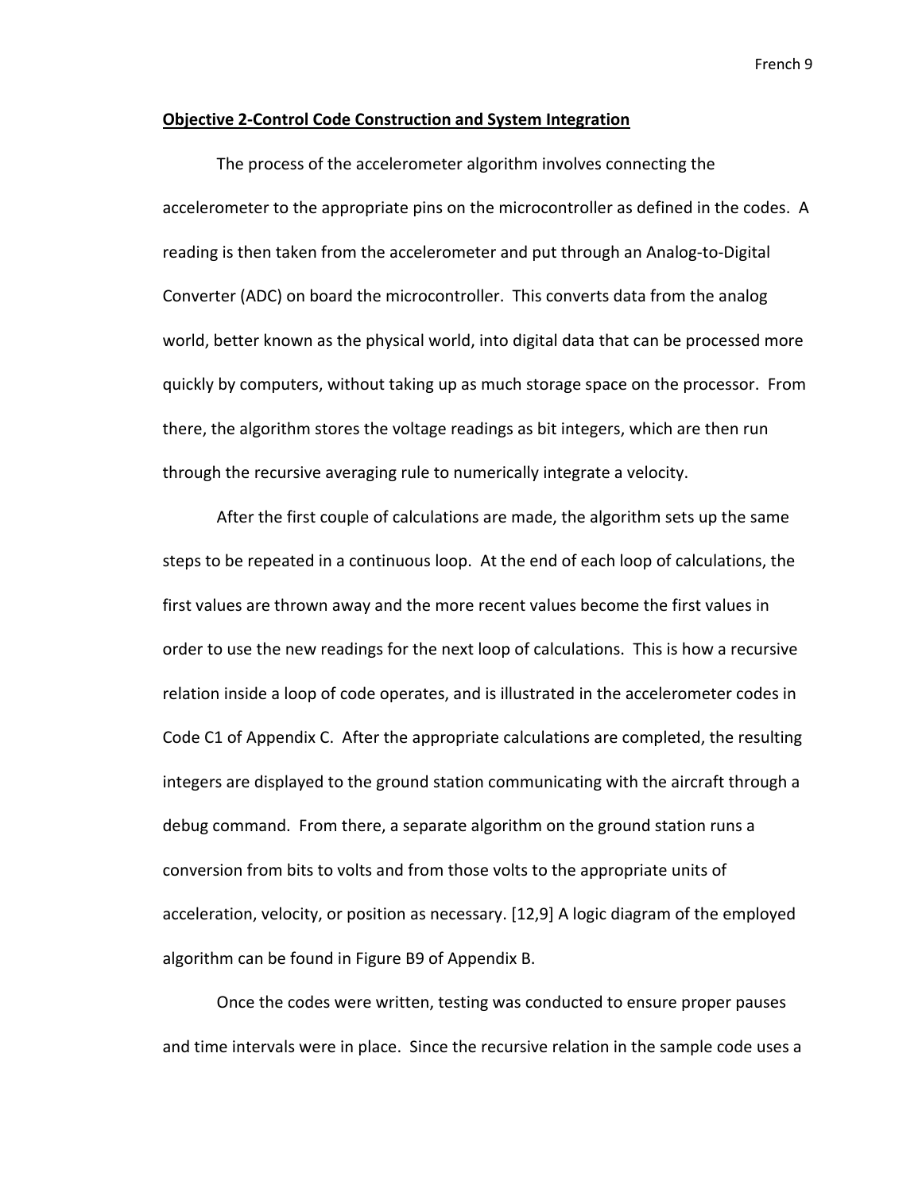**Objective 2-Control Code Construction and System Integration**

The process of the accelerometer algorithm involves connecting the accelerometer to the appropriate pins on the microcontroller as defined in the codes. A reading is then taken from the accelerometer and put through an Analog-to-Digital Converter (ADC) on board the microcontroller. This converts data from the analog world, better known as the physical world, into digital data that can be processed more quickly by computers, without taking up as much storage space on the processor. From there, the algorithm stores the voltage readings as bit integers, which are then run through the recursive averaging rule to numerically integrate a velocity.

After the first couple of calculations are made, the algorithm sets up the same steps to be repeated in a continuous loop. At the end of each loop of calculations, the first values are thrown away and the more recent values become the first values in order to use the new readings for the next loop of calculations. This is how a recursive relation inside a loop of code operates, and is illustrated in the accelerometer codes in Code C1 of Appendix C. After the appropriate calculations are completed, the resulting integers are displayed to the ground station communicating with the aircraft through a debug command. From there, a separate algorithm on the ground station runs a conversion from bits to volts and from those volts to the appropriate units of acceleration, velocity, or position as necessary. [12,9] A logic diagram of the employed algorithm can be found in Figure B9 of Appendix B.

Once the codes were written, testing was conducted to ensure proper pauses and time intervals were in place. Since the recursive relation in the sample code uses a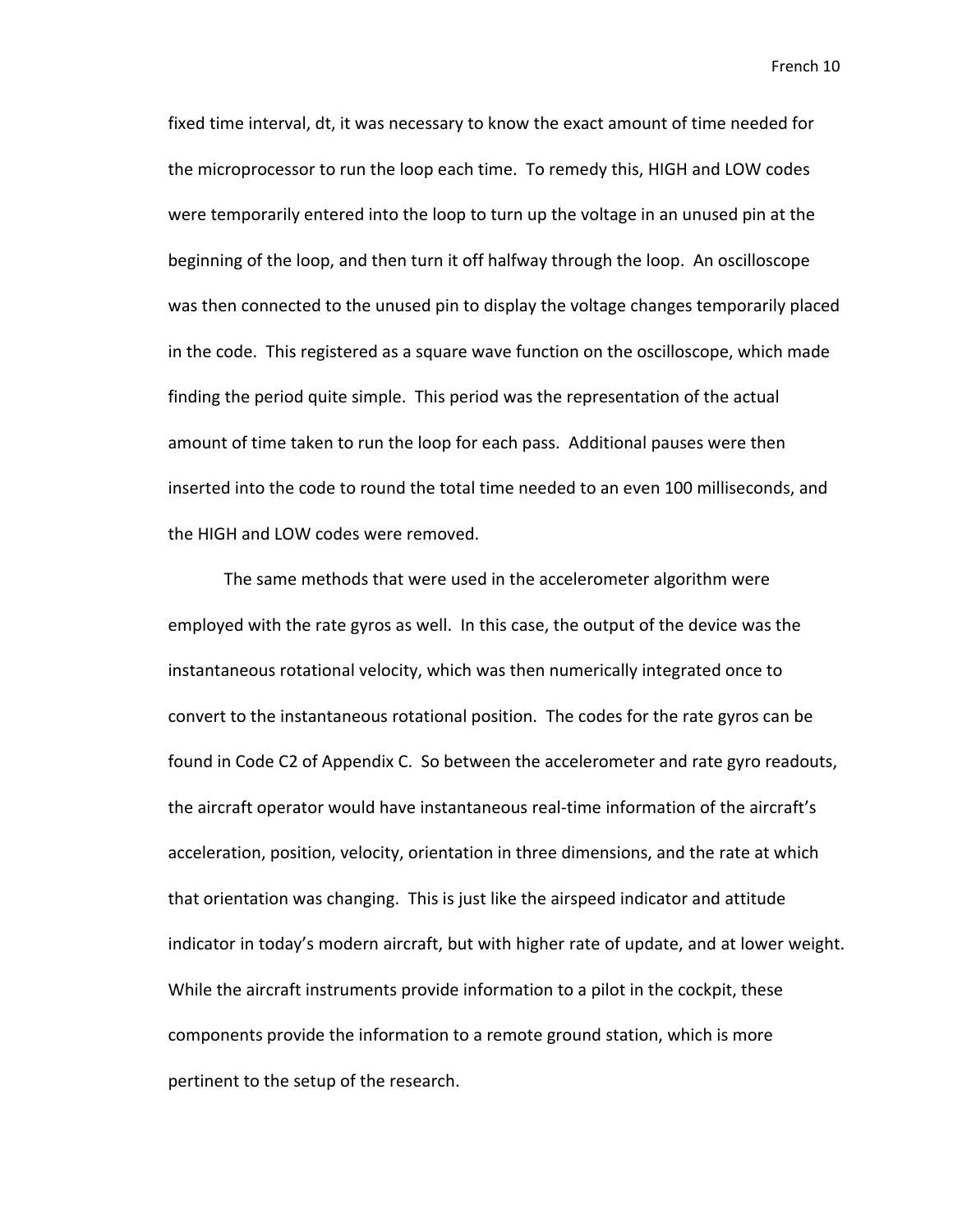fixed time interval, dt, it was necessary to know the exact amount of time needed for the microprocessor to run the loop each time. To remedy this, HIGH and LOW codes were temporarily entered into the loop to turn up the voltage in an unused pin at the beginning of the loop, and then turn it off halfway through the loop. An oscilloscope was then connected to the unused pin to display the voltage changes temporarily placed in the code. This registered as a square wave function on the oscilloscope, which made finding the period quite simple. This period was the representation of the actual amount of time taken to run the loop for each pass. Additional pauses were then inserted into the code to round the total time needed to an even 100 milliseconds, and the HIGH and LOW codes were removed.

The same methods that were used in the accelerometer algorithm were employed with the rate gyros as well. In this case, the output of the device was the instantaneous rotational velocity, which was then numerically integrated once to convert to the instantaneous rotational position. The codes for the rate gyros can be found in Code C2 of Appendix C. So between the accelerometer and rate gyro readouts, the aircraft operator would have instantaneous real-time information of the aircraft's acceleration, position, velocity, orientation in three dimensions, and the rate at which that orientation was changing. This is just like the airspeed indicator and attitude indicator in today's modern aircraft, but with higher rate of update, and at lower weight. While the aircraft instruments provide information to a pilot in the cockpit, these components provide the information to a remote ground station, which is more pertinent to the setup of the research.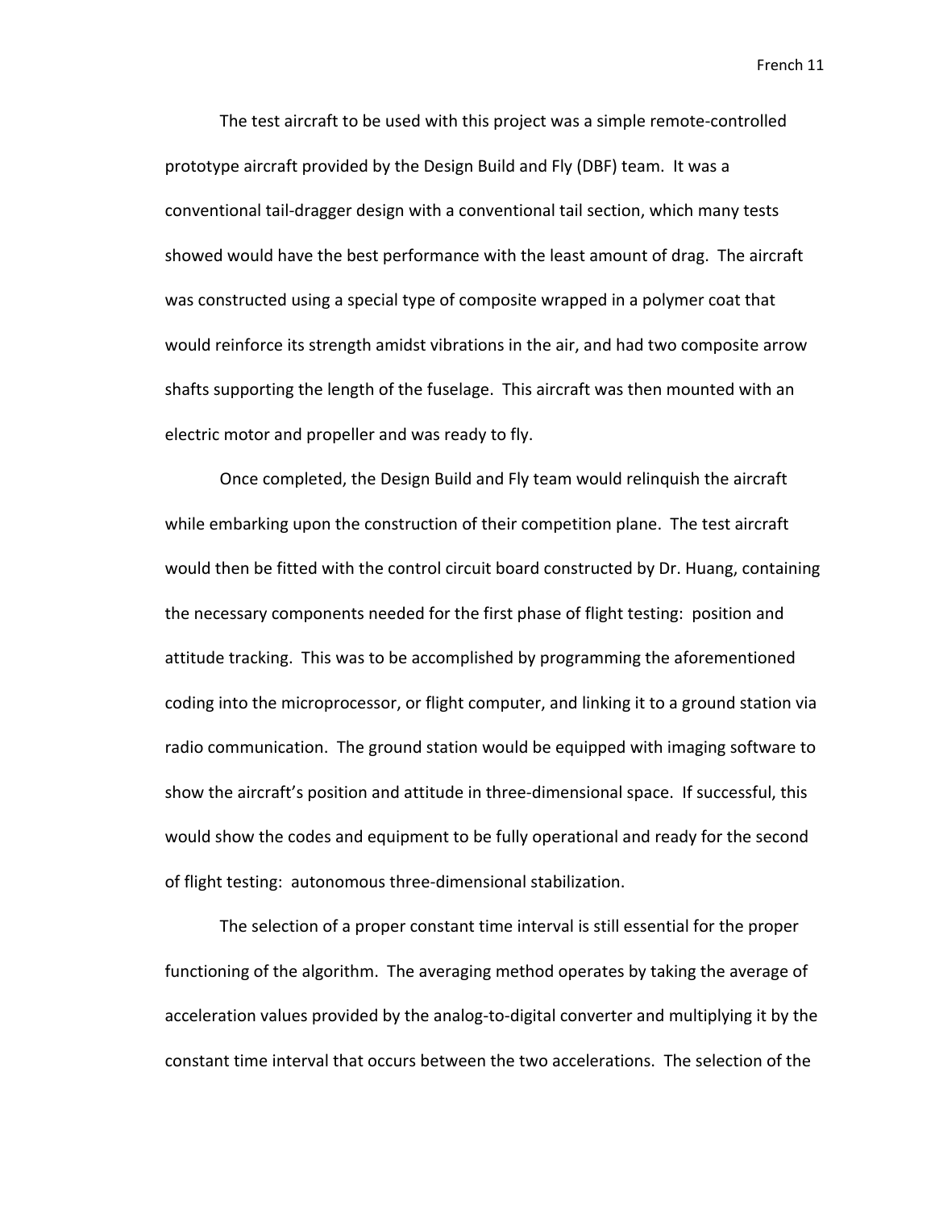The test aircraft to be used with this project was a simple remote-controlled prototype aircraft provided by the Design Build and Fly (DBF) team. It was a conventional tail-dragger design with a conventional tail section, which many tests showed would have the best performance with the least amount of drag. The aircraft was constructed using a special type of composite wrapped in a polymer coat that would reinforce its strength amidst vibrations in the air, and had two composite arrow shafts supporting the length of the fuselage. This aircraft was then mounted with an electric motor and propeller and was ready to fly.

Once completed, the Design Build and Fly team would relinquish the aircraft while embarking upon the construction of their competition plane. The test aircraft would then be fitted with the control circuit board constructed by Dr. Huang, containing the necessary components needed for the first phase of flight testing: position and attitude tracking. This was to be accomplished by programming the aforementioned coding into the microprocessor, or flight computer, and linking it to a ground station via radio communication. The ground station would be equipped with imaging software to show the aircraft's position and attitude in three-dimensional space. If successful, this would show the codes and equipment to be fully operational and ready for the second of flight testing: autonomous three-dimensional stabilization.

The selection of a proper constant time interval is still essential for the proper functioning of the algorithm. The averaging method operates by taking the average of acceleration values provided by the analog-to-digital converter and multiplying it by the constant time interval that occurs between the two accelerations. The selection of the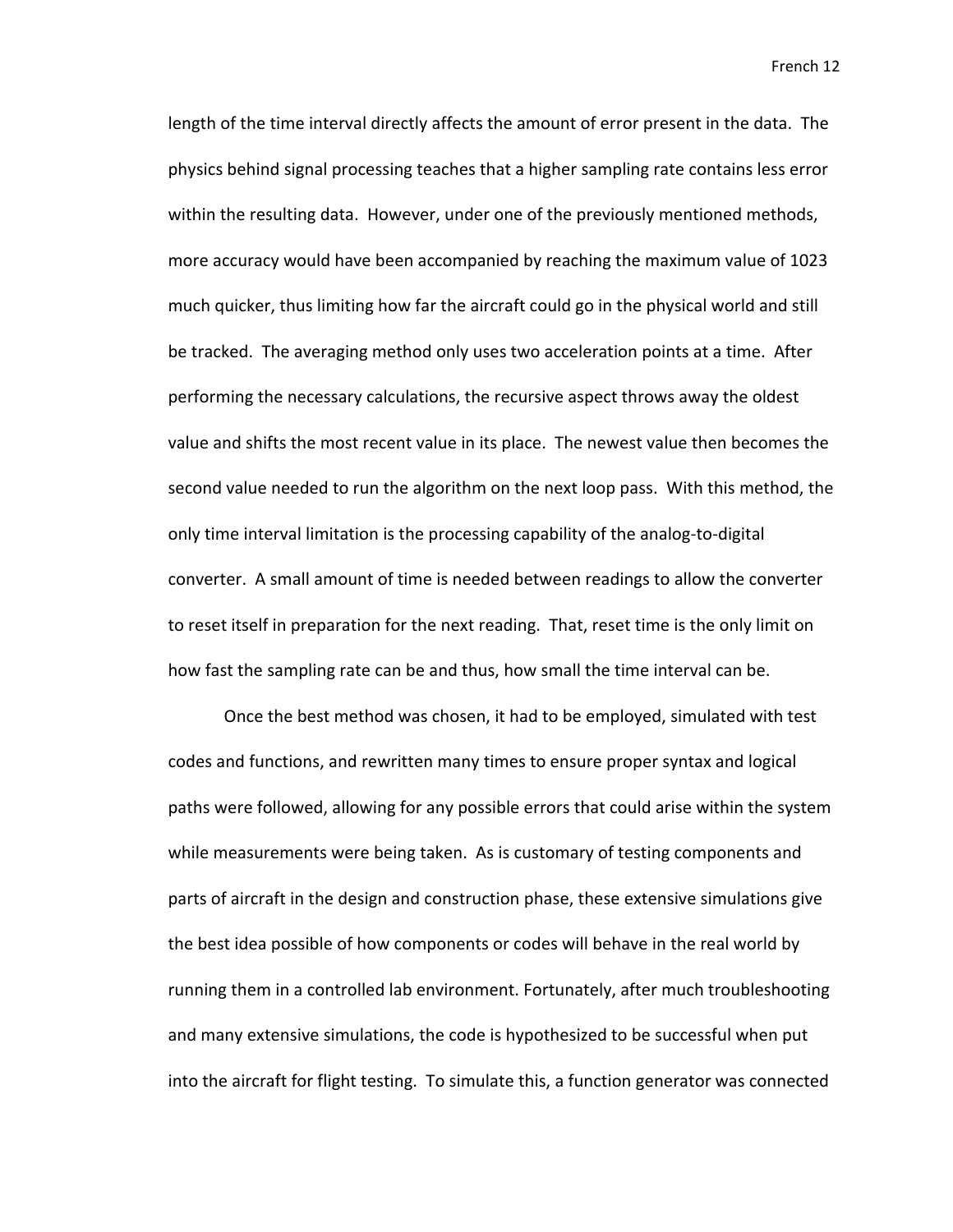length of the time interval directly affects the amount of error present in the data. The physics behind signal processing teaches that a higher sampling rate contains less error within the resulting data. However, under one of the previously mentioned methods, more accuracy would have been accompanied by reaching the maximum value of 1023 much quicker, thus limiting how far the aircraft could go in the physical world and still be tracked. The averaging method only uses two acceleration points at a time. After performing the necessary calculations, the recursive aspect throws away the oldest value and shifts the most recent value in its place. The newest value then becomes the second value needed to run the algorithm on the next loop pass. With this method, the only time interval limitation is the processing capability of the analog-to-digital converter. A small amount of time is needed between readings to allow the converter to reset itself in preparation for the next reading. That, reset time is the only limit on how fast the sampling rate can be and thus, how small the time interval can be.

Once the best method was chosen, it had to be employed, simulated with test codes and functions, and rewritten many times to ensure proper syntax and logical paths were followed, allowing for any possible errors that could arise within the system while measurements were being taken. As is customary of testing components and parts of aircraft in the design and construction phase, these extensive simulations give the best idea possible of how components or codes will behave in the real world by running them in a controlled lab environment. Fortunately, after much troubleshooting and many extensive simulations, the code is hypothesized to be successful when put into the aircraft for flight testing. To simulate this, a function generator was connected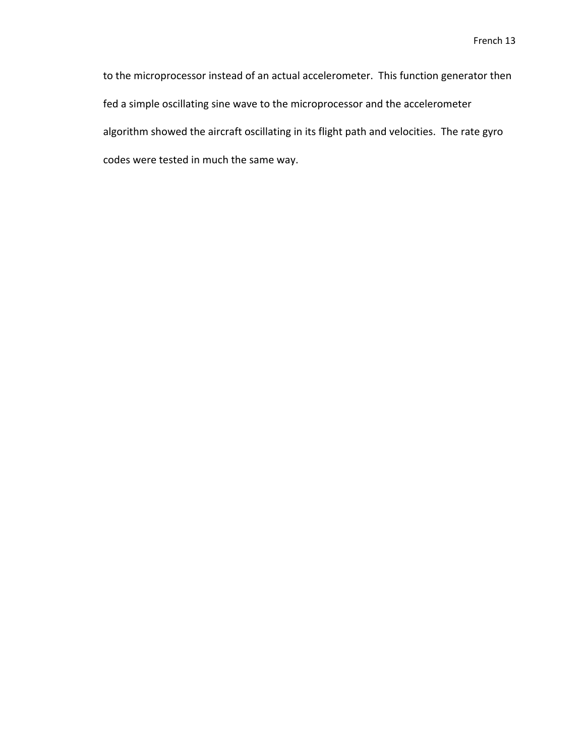to the microprocessor instead of an actual accelerometer. This function generator then fed a simple oscillating sine wave to the microprocessor and the accelerometer algorithm showed the aircraft oscillating in its flight path and velocities. The rate gyro codes were tested in much the same way.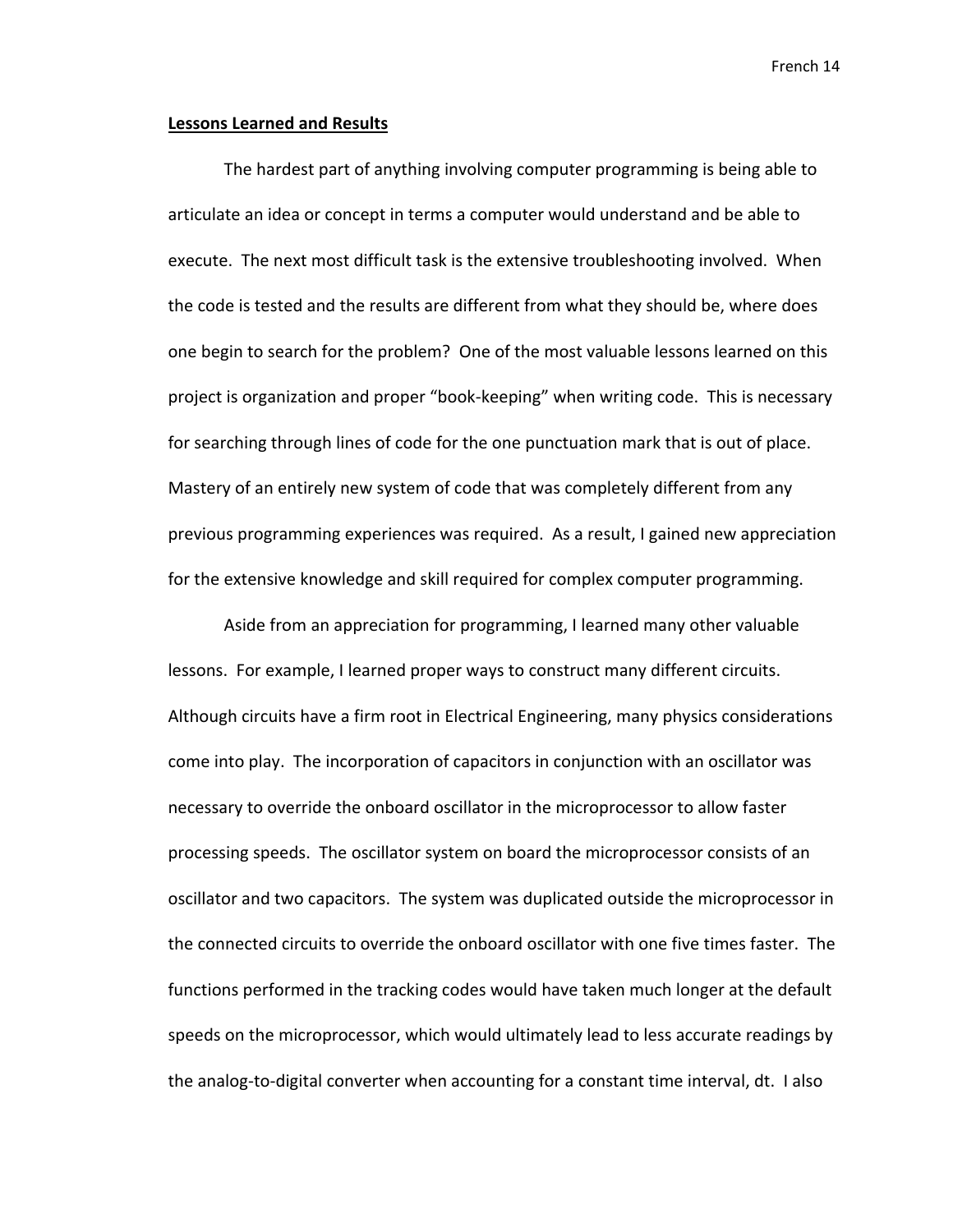**Lessons Learned and Results**

The hardest part of anything involving computer programming is being able to articulate an idea or concept in terms a computer would understand and be able to execute. The next most difficult task is the extensive troubleshooting involved. When the code is tested and the results are different from what they should be, where does one begin to search for the problem? One of the most valuable lessons learned on this project is organization and proper "book-keeping" when writing code. This is necessary for searching through lines of code for the one punctuation mark that is out of place. Mastery of an entirely new system of code that was completely different from any previous programming experiences was required. As a result, I gained new appreciation for the extensive knowledge and skill required for complex computer programming.

Aside from an appreciation for programming, I learned many other valuable lessons. For example, I learned proper ways to construct many different circuits. Although circuits have a firm root in Electrical Engineering, many physics considerations come into play. The incorporation of capacitors in conjunction with an oscillator was necessary to override the onboard oscillator in the microprocessor to allow faster processing speeds. The oscillator system on board the microprocessor consists of an oscillator and two capacitors. The system was duplicated outside the microprocessor in the connected circuits to override the onboard oscillator with one five times faster. The functions performed in the tracking codes would have taken much longer at the default speeds on the microprocessor, which would ultimately lead to less accurate readings by the analog-to-digital converter when accounting for a constant time interval, dt. I also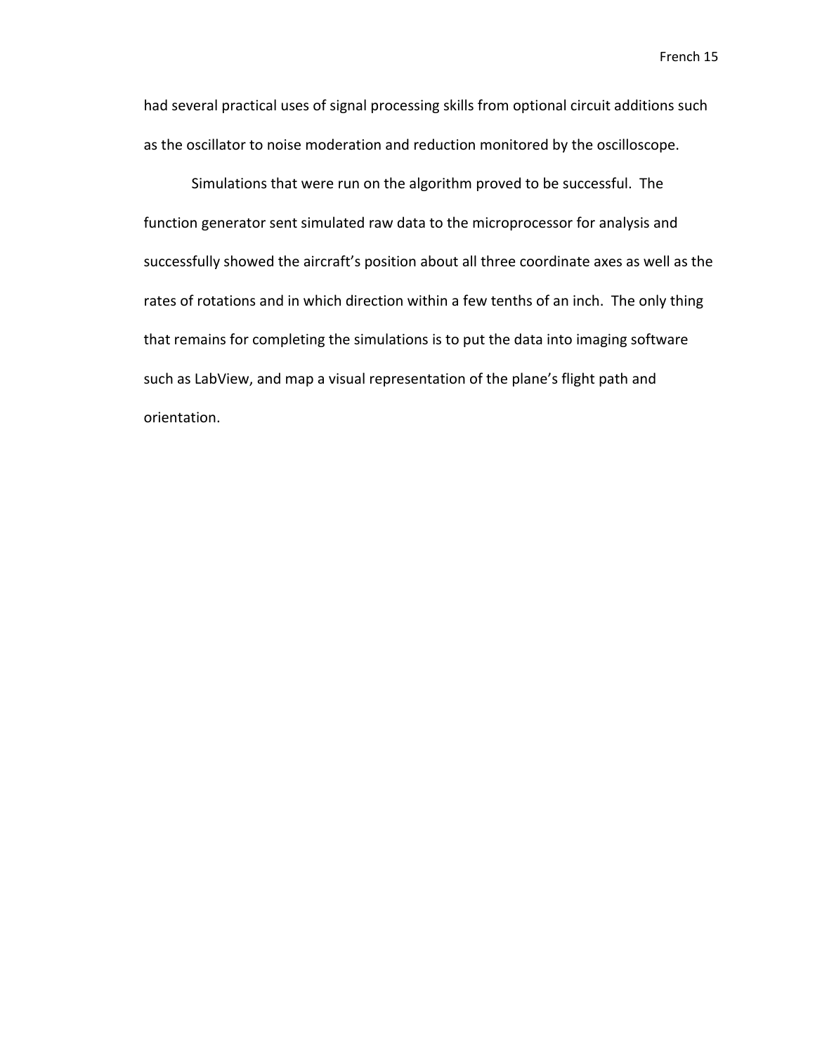had several practical uses of signal processing skills from optional circuit additions such as the oscillator to noise moderation and reduction monitored by the oscilloscope.

Simulations that were run on the algorithm proved to be successful.  The function generator sent simulated raw data to the microprocessor for analysis and successfully showed the aircraft's position about all three coordinate axes as well as the rates of rotations and in which direction within a few tenths of an inch.  The only thing that remains for completing the simulations is to put the data into imaging software such as LabView, and map a visual representation of the plane's flight path and orientation.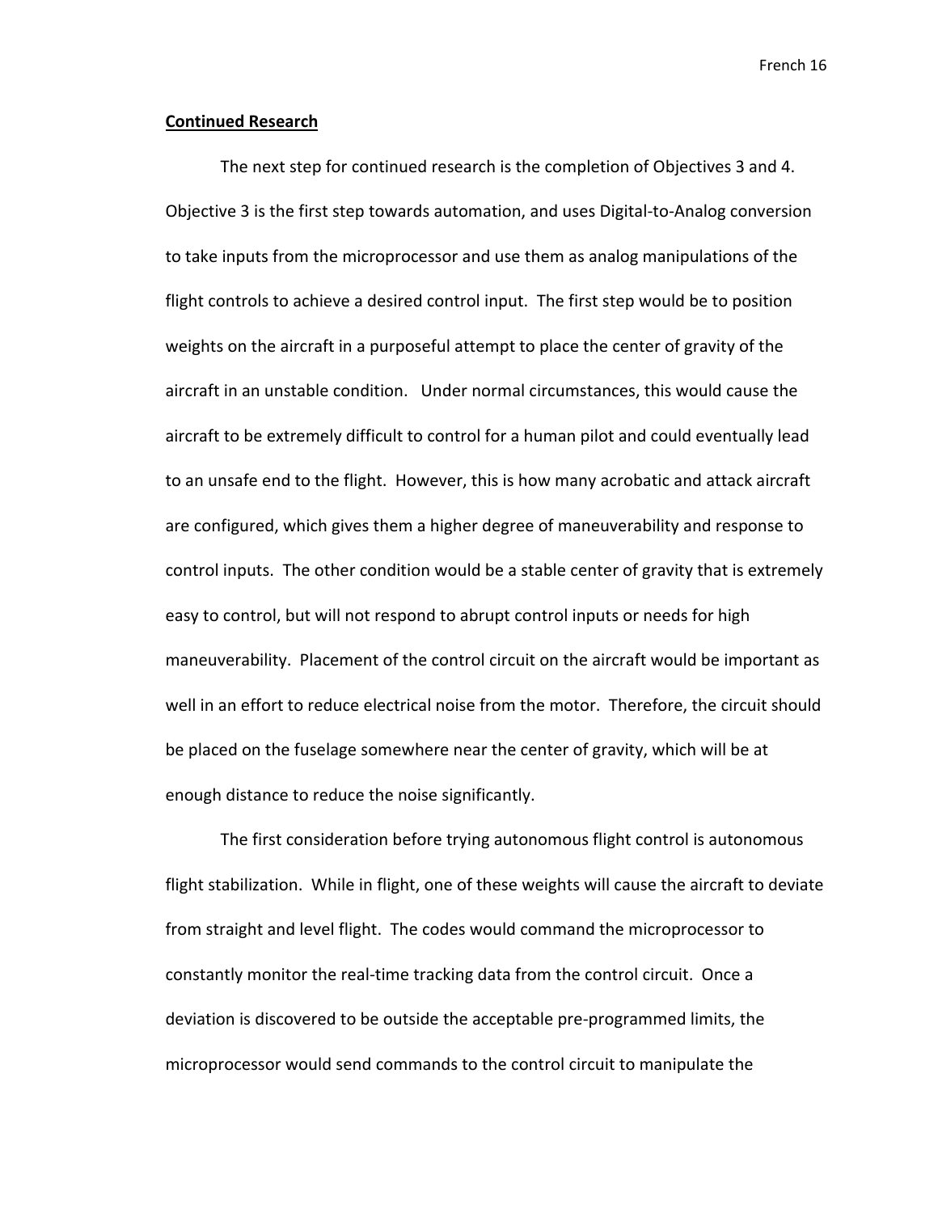**Continued Research**

The next step for continued research is the completion of Objectives 3 and 4. Objective 3 is the first step towards automation, and uses Digital-to-Analog conversion to take inputs from the microprocessor and use them as analog manipulations of the flight controls to achieve a desired control input. The first step would be to position weights on the aircraft in a purposeful attempt to place the center of gravity of the aircraft in an unstable condition. Under normal circumstances, this would cause the aircraft to be extremely difficult to control for a human pilot and could eventually lead to an unsafe end to the flight. However, this is how many acrobatic and attack aircraft are configured, which gives them a higher degree of maneuverability and response to control inputs. The other condition would be a stable center of gravity that is extremely easy to control, but will not respond to abrupt control inputs or needs for high maneuverability. Placement of the control circuit on the aircraft would be important as well in an effort to reduce electrical noise from the motor. Therefore, the circuit should be placed on the fuselage somewhere near the center of gravity, which will be at enough distance to reduce the noise significantly.

The first consideration before trying autonomous flight control is autonomous flight stabilization. While in flight, one of these weights will cause the aircraft to deviate from straight and level flight. The codes would command the microprocessor to constantly monitor the real-time tracking data from the control circuit. Once a deviation is discovered to be outside the acceptable pre-programmed limits, the microprocessor would send commands to the control circuit to manipulate the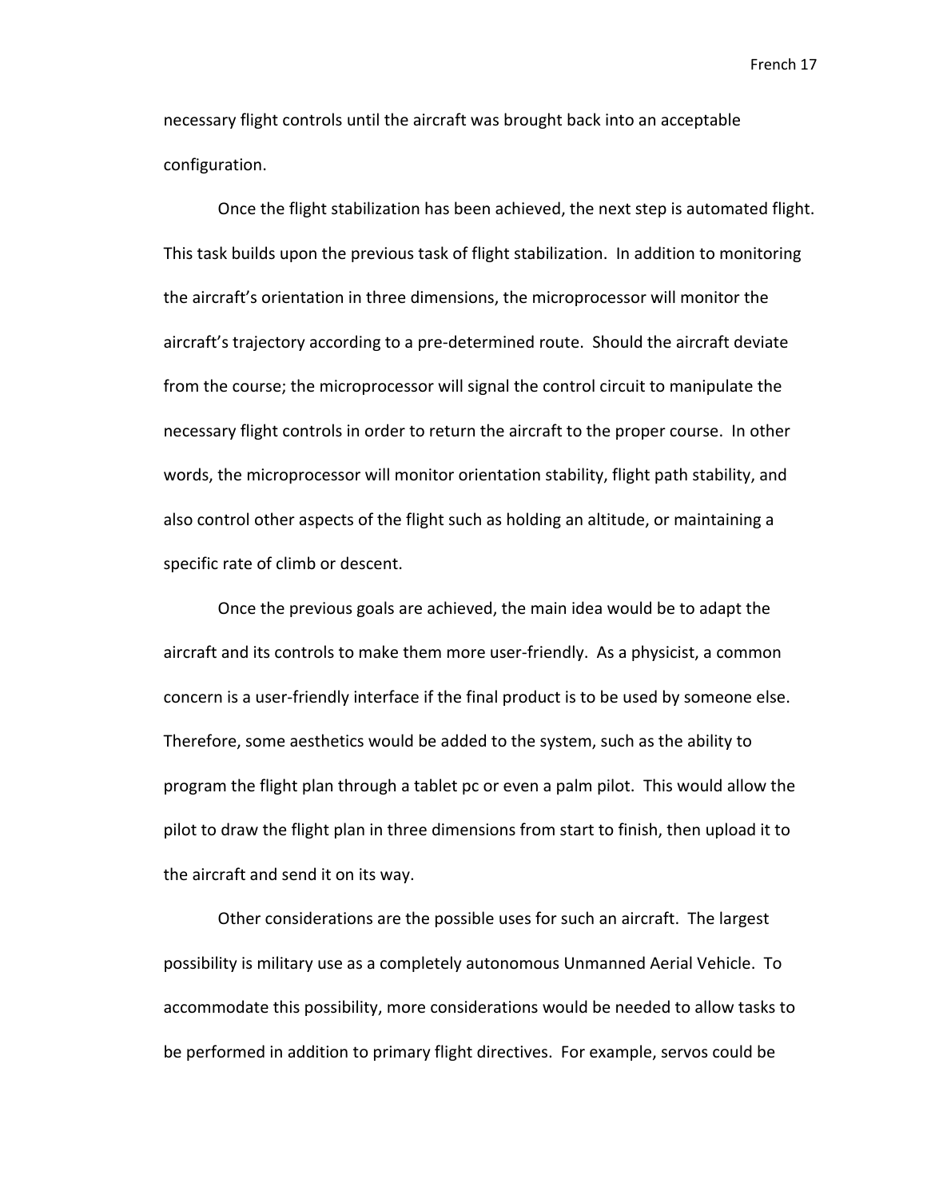necessary flight controls until the aircraft was brought back into an acceptable configuration.

Once the flight stabilization has been achieved, the next step is automated flight. This task builds upon the previous task of flight stabilization. In addition to monitoring the aircraft's orientation in three dimensions, the microprocessor will monitor the aircraft's trajectory according to a pre-determined route. Should the aircraft deviate from the course; the microprocessor will signal the control circuit to manipulate the necessary flight controls in order to return the aircraft to the proper course. In other words, the microprocessor will monitor orientation stability, flight path stability, and also control other aspects of the flight such as holding an altitude, or maintaining a specific rate of climb or descent.

Once the previous goals are achieved, the main idea would be to adapt the aircraft and its controls to make them more user-friendly. As a physicist, a common concern is a user-friendly interface if the final product is to be used by someone else. Therefore, some aesthetics would be added to the system, such as the ability to program the flight plan through a tablet pc or even a palm pilot. This would allow the pilot to draw the flight plan in three dimensions from start to finish, then upload it to the aircraft and send it on its way.

Other considerations are the possible uses for such an aircraft. The largest possibility is military use as a completely autonomous Unmanned Aerial Vehicle. To accommodate this possibility, more considerations would be needed to allow tasks to be performed in addition to primary flight directives. For example, servos could be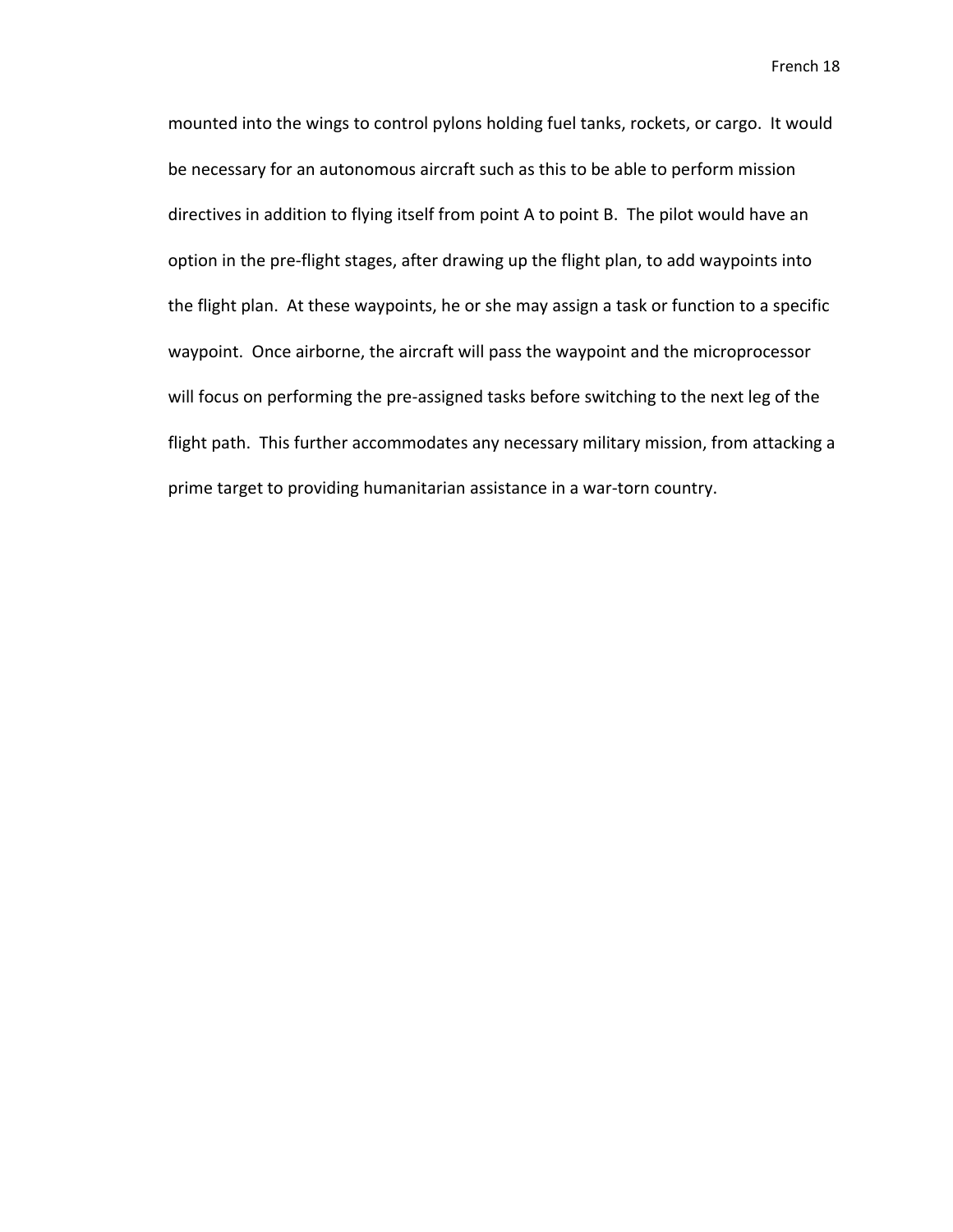mounted into the wings to control pylons holding fuel tanks, rockets, or cargo. It would be necessary for an autonomous aircraft such as this to be able to perform mission directives in addition to flying itself from point A to point B. The pilot would have an option in the pre-flight stages, after drawing up the flight plan, to add waypoints into the flight plan. At these waypoints, he or she may assign a task or function to a specific waypoint. Once airborne, the aircraft will pass the waypoint and the microprocessor will focus on performing the pre-assigned tasks before switching to the next leg of the flight path. This further accommodates any necessary military mission, from attacking a prime target to providing humanitarian assistance in a war-torn country.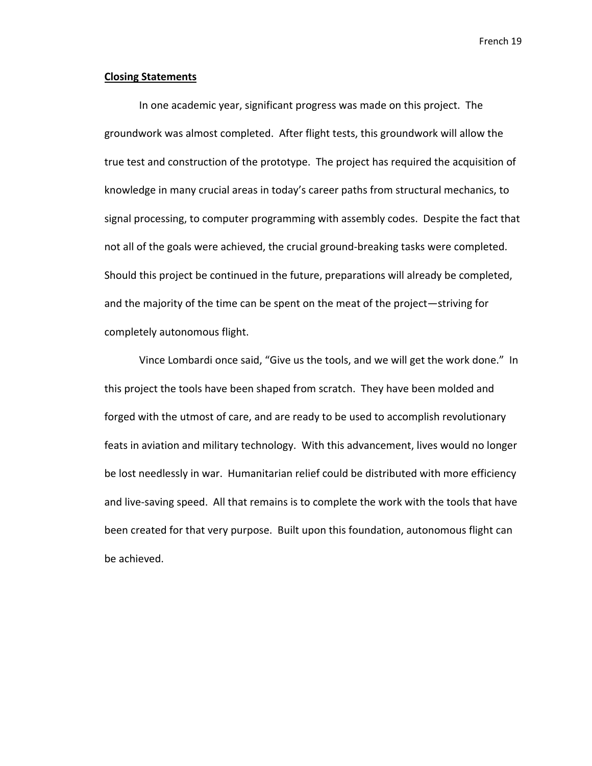**Closing Statements**

In one academic year, significant progress was made on this project. The groundwork was almost completed. After flight tests, this groundwork will allow the true test and construction of the prototype. The project has required the acquisition of knowledge in many crucial areas in today's career paths from structural mechanics, to signal processing, to computer programming with assembly codes. Despite the fact that not all of the goals were achieved, the crucial ground-breaking tasks were completed. Should this project be continued in the future, preparations will already be completed, and the majority of the time can be spent on the meat of the project—striving for completely autonomous flight.

Vince Lombardi once said, "Give us the tools, and we will get the work done." In this project the tools have been shaped from scratch. They have been molded and forged with the utmost of care, and are ready to be used to accomplish revolutionary feats in aviation and military technology. With this advancement, lives would no longer be lost needlessly in war. Humanitarian relief could be distributed with more efficiency and live-saving speed. All that remains is to complete the work with the tools that have been created for that very purpose. Built upon this foundation, autonomous flight can be achieved.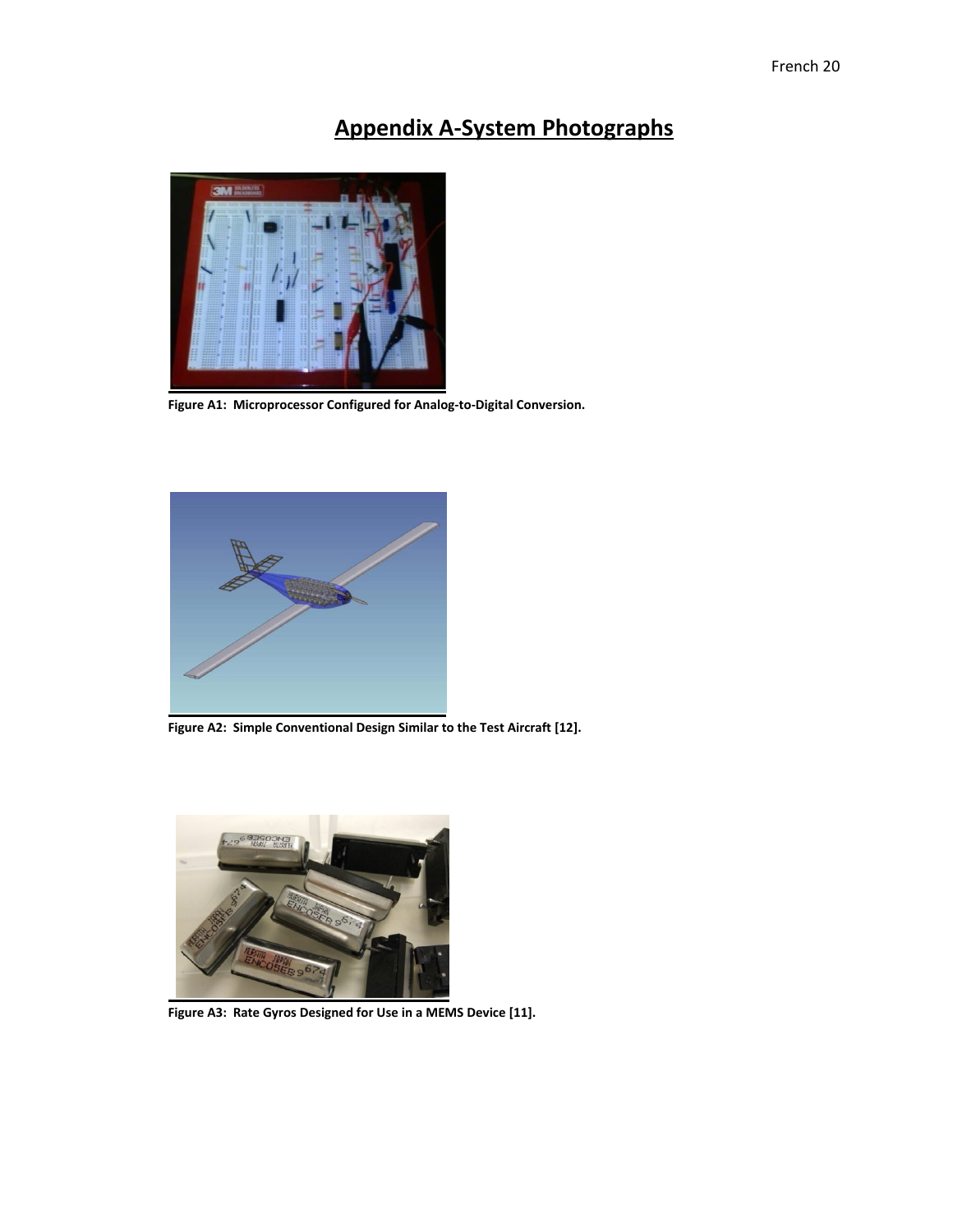# Appendix A-System Photographs

**Figure A1: Microprocessor Configured for Analog-to-Digital Conversion.**

**Figure A2: Simple Conventional Design Similar to the Test Aircraft [12].**

**Figure A3: Rate Gyros Designed for Use in a MEMS Device [11].**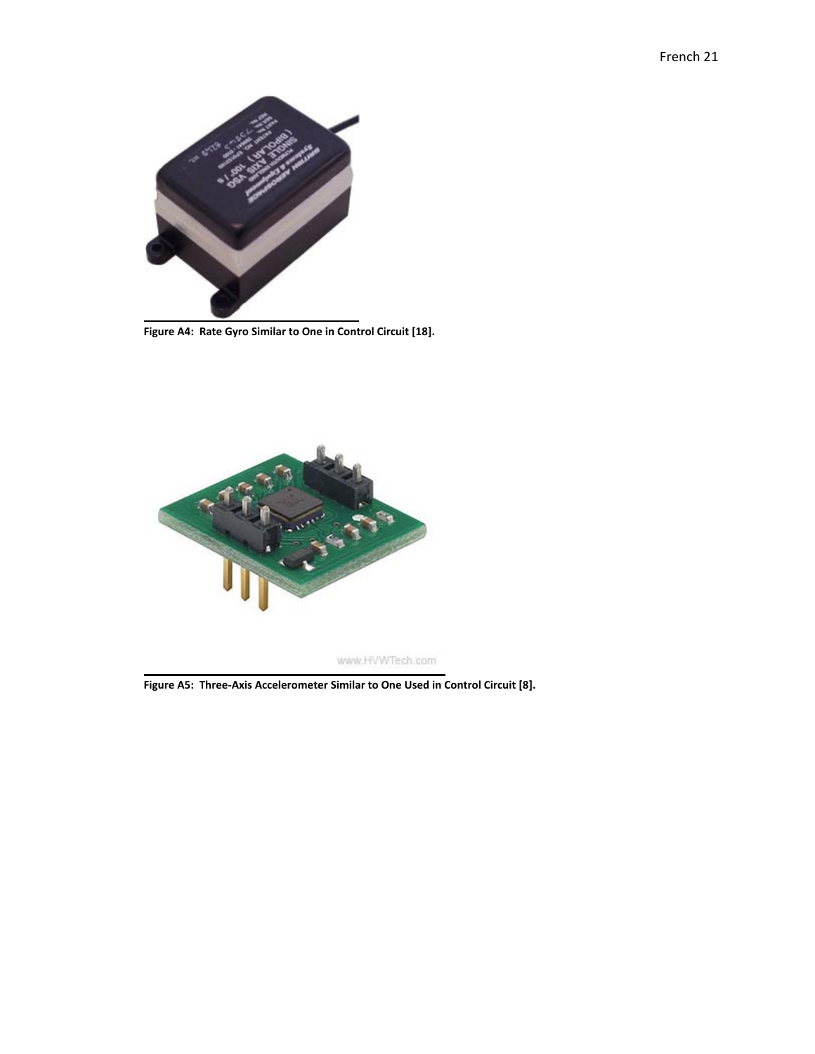**Figure A4: Rate Gyro Similar to One in Control Circuit [18].**

**Figure A5: Three-Axis Accelerometer Similar to One Used in Control Circuit [8].**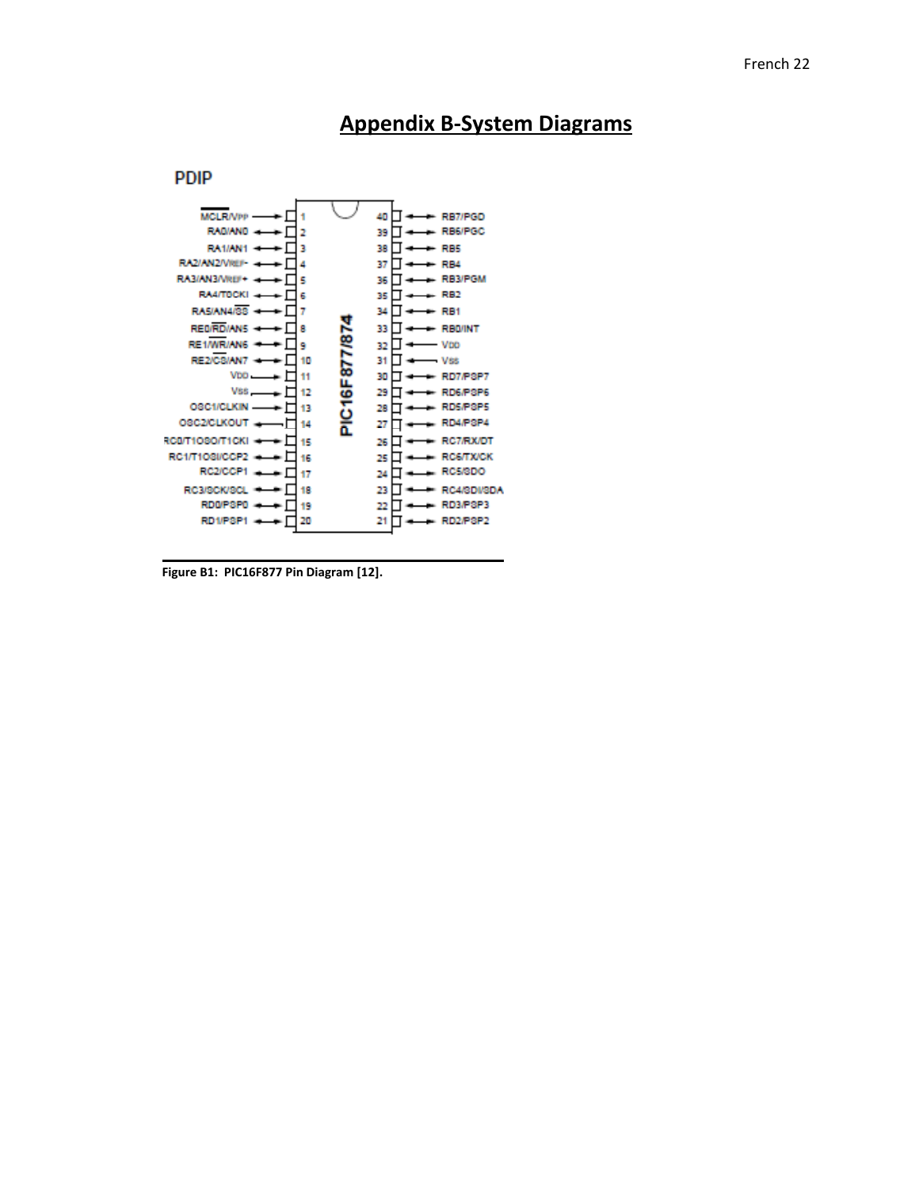# Appendix B-System Diagrams

PDIP

| Pin | Left Signal | Right Signal | Pin |
| --- | --- | --- | --- |
| 1 | MCLR/VPP | RB7/PGD | 40 |
| 2 | RA0/AN0 | RB6/PGC | 39 |
| 3 | RA1/AN1 | RB5 | 38 |
| 4 | RA2/AN2/VREF- | RB4 | 37 |
| 5 | RA3/AN3/VREF+ | RB3/PGM | 36 |
| 6 | RA4/T0CKI | RB2 | 35 |
| 7 | RA5/AN4/SS | RB1 | 34 |
| 8 | RE0/RD/AN5 | RB0/INT | 33 |
| 9 | RE1/WR/AN6 | VDD | 32 |
| 10 | RE2/CS/AN7 | VSS | 31 |
| 11 | VDD | RD7/PSP7 | 30 |
| 12 | VSS | RD6/PSP6 | 29 |
| 13 | OSC1/CLKIN | RD5/PSP5 | 28 |
| 14 | OSC2/CLKOUT | RD4/PSP4 | 27 |
| 15 | RC0/T1OSO/T1CKI | RC7/RX/DT | 26 |
| 16 | RC1/T1OSI/CCP2 | RC6/TX/CK | 25 |
| 17 | RC2/CCP1 | RC5/SDO | 24 |
| 18 | RC3/SCK/SCL | RC4/SDI/SDA | 23 |
| 19 | RD0/PSP0 | RD3/PSP3 | 22 |
| 20 | RD1/PSP1 | RD2/PSP2 | 21 |

PIC16F877/874

**Figure B1: PIC16F877 Pin Diagram [12].**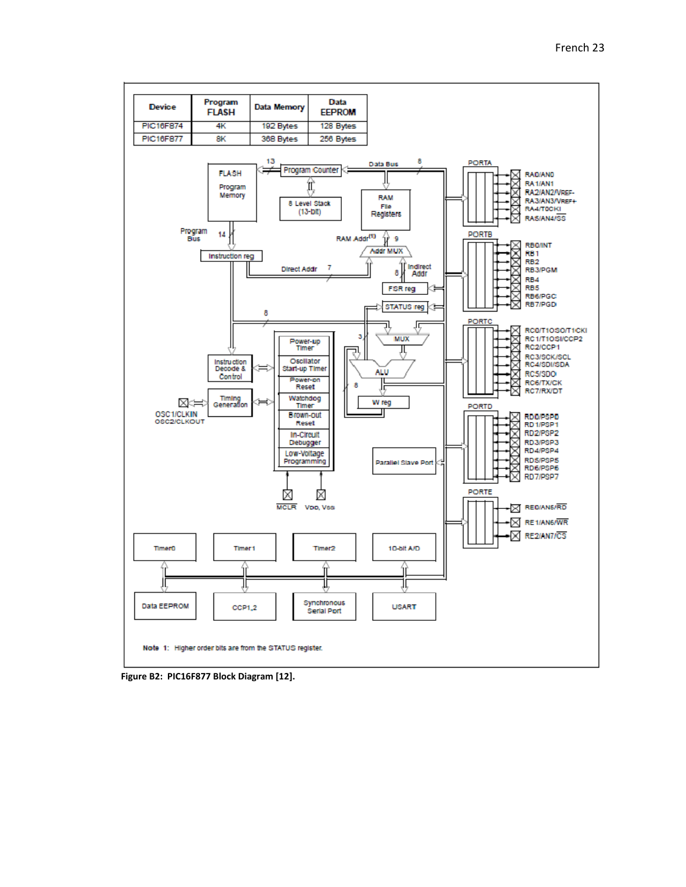| Device | Program FLASH | Data Memory | Data EEPROM |
|---|---|---|---|
| PIC16F874 | 4K | 192 Bytes | 128 Bytes |
| PIC16F877 | 8K | 368 Bytes | 256 Bytes |

**Figure B2: PIC16F877 Block Diagram [12].**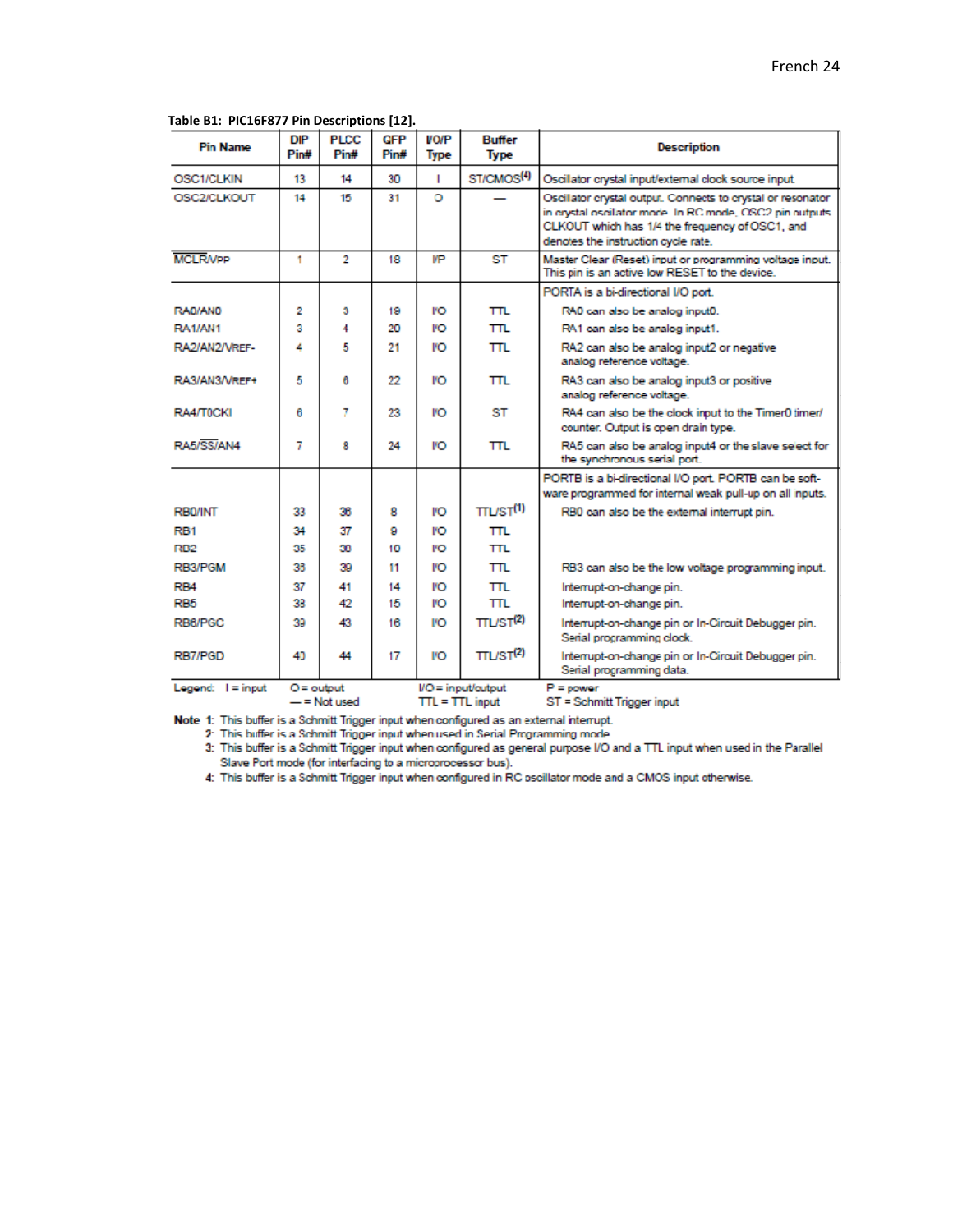**Table B1: PIC16F877 Pin Descriptions [12].**

| Pin Name | DIP Pin# | PLCC Pin# | QFP Pin# | I/O/P Type | Buffer Type | Description |
|---|---|---|---|---|---|---|
| OSC1/CLKIN | 13 | 14 | 30 | I | ST/CMOS(4) | Oscillator crystal input/external clock source input. |
| OSC2/CLKOUT | 14 | 15 | 31 | O | — | Oscillator crystal output. Connects to crystal or resonator in crystal oscillator mode. In RC mode, OSC2 pin outputs CLKOUT which has 1/4 the frequency of OSC1, and denotes the instruction cycle rate. |
| $\overline{MCLR}$/VPP | 1 | 2 | 18 | I/P | ST | Master Clear (Reset) input or programming voltage input. This pin is an active low RESET to the device. |
| | | | | | | PORTA is a bi-directional I/O port. |
| RA0/AN0 | 2 | 3 | 19 | I/O | TTL | RA0 can also be analog input0. |
| RA1/AN1 | 3 | 4 | 20 | I/O | TTL | RA1 can also be analog input1. |
| RA2/AN2/VREF- | 4 | 5 | 21 | I/O | TTL | RA2 can also be analog input2 or negative analog reference voltage. |
| RA3/AN3/VREF+ | 5 | 6 | 22 | I/O | TTL | RA3 can also be analog input3 or positive analog reference voltage. |
| RA4/T0CKI | 6 | 7 | 23 | I/O | ST | RA4 can also be the clock input to the Timer0 timer/counter. Output is open drain type. |
| RA5/$\overline{SS}$/AN4 | 7 | 8 | 24 | I/O | TTL | RA5 can also be analog input4 or the slave select for the synchronous serial port. |
| | | | | | | PORTB is a bi-directional I/O port. PORTB can be software programmed for internal weak pull-up on all inputs. |
| RB0/INT | 33 | 36 | 8 | I/O | TTL/ST(1) | RB0 can be the external interrupt pin. |
| RB1 | 34 | 37 | 9 | I/O | TTL | |
| RB2 | 35 | 38 | 10 | I/O | TTL | |
| RB3/PGM | 36 | 39 | 11 | I/O | TTL | RB3 can also be the low voltage programming input. |
| RB4 | 37 | 41 | 14 | I/O | TTL | Interrupt-on-change pin. |
| RB5 | 38 | 42 | 15 | I/O | TTL | Interrupt-on-change pin. |
| RB6/PGC | 39 | 43 | 16 | I/O | TTL/ST(2) | Interrupt-on-change pin or In-Circuit Debugger pin. Serial programming clock. |
| RB7/PGD | 40 | 44 | 17 | I/O | TTL/ST(2) | Interrupt-on-change pin or In-Circuit Debugger pin. Serial programming data. |

Legend: I = input O = output I/O = input/output P = power
— = Not used TTL = TTL input ST = Schmitt Trigger input

**Note 1:** This buffer is a Schmitt Trigger input when configured as an external interrupt.
2: This buffer is a Schmitt Trigger input when used in Serial Programming mode.
3: This buffer is a Schmitt Trigger input when configured as general purpose I/O and a TTL input when used in the Parallel Slave Port mode (for interfacing to a microprocessor bus).
4: This buffer is a Schmitt Trigger input when configured in RC oscillator mode and a CMOS input otherwise.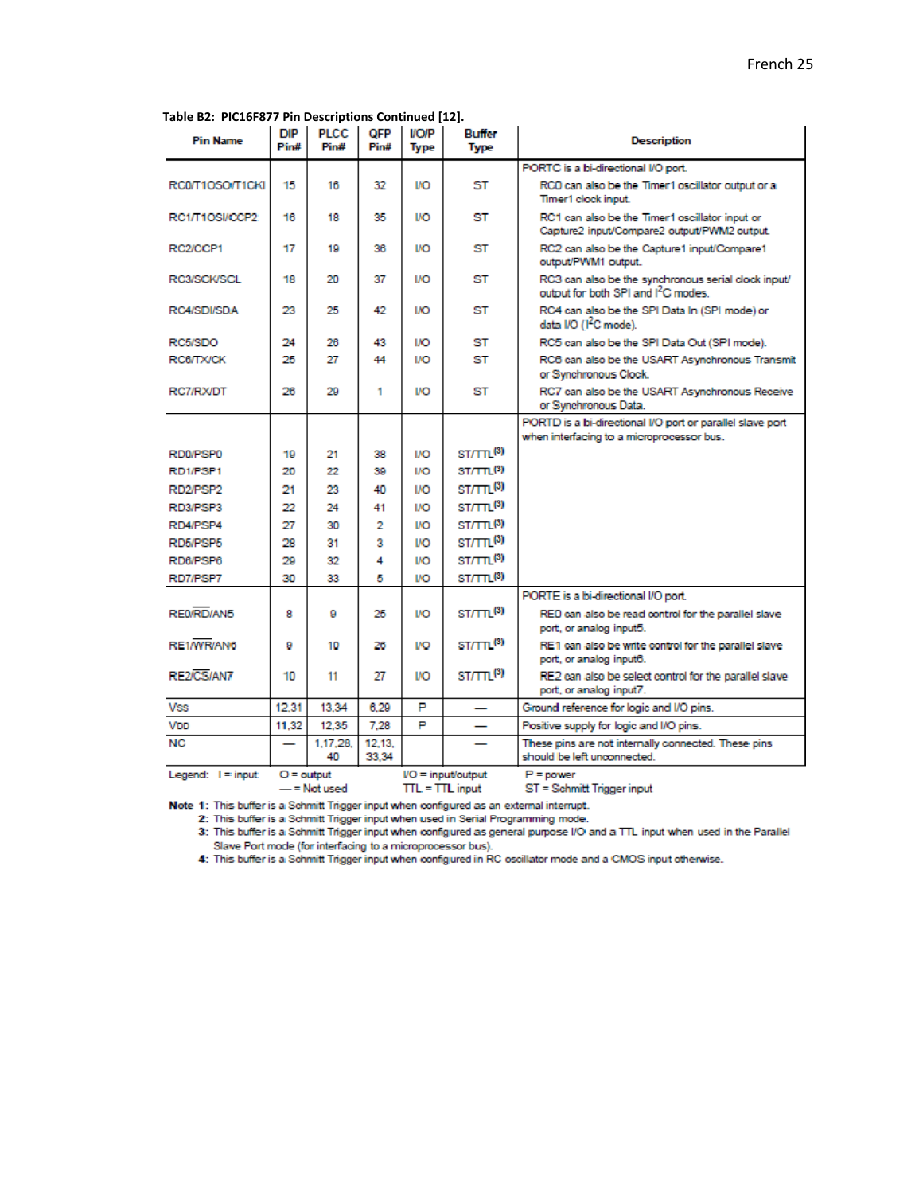**Table B2: PIC16F877 Pin Descriptions Continued [12].**

| Pin Name | DIP Pin# | PLCC Pin# | QFP Pin# | I/O/P Type | Buffer Type | Description |
|---|---|---|---|---|---|---|
| | | | | | | PORTC is a bi-directional I/O port. |
| RC0/T1OSO/T1CKI | 15 | 16 | 32 | I/O | ST | RC0 can also be the Timer1 oscillator output or a Timer1 clock input. |
| RC1/T1OSI/CCP2 | 16 | 18 | 35 | I/O | ST | RC1 can also be the Timer1 oscillator input or Capture2 input/Compare2 output/PWM2 output. |
| RC2/CCP1 | 17 | 19 | 36 | I/O | ST | RC2 can also be the Capture1 input/Compare1 output/PWM1 output. |
| RC3/SCK/SCL | 18 | 20 | 37 | I/O | ST | RC3 can also be the synchronous serial clock input/output for both SPI and I²C modes. |
| RC4/SDI/SDA | 23 | 25 | 42 | I/O | ST | RC4 can also be the SPI Data In (SPI mode) or data I/O (I²C mode). |
| RC5/SDO | 24 | 26 | 43 | I/O | ST | RC5 can also be the SPI Data Out (SPI mode). |
| RC6/TX/CK | 25 | 27 | 44 | I/O | ST | RC6 can also be the USART Asynchronous Transmit or Synchronous Clock. |
| RC7/RX/DT | 26 | 29 | 1 | I/O | ST | RC7 can also be the USART Asynchronous Receive or Synchronous Data. |
| | | | | | | PORTD is a bi-directional I/O port or parallel slave port when interfacing to a microprocessor bus. |
| RD0/PSP0 | 19 | 21 | 38 | I/O | ST/TTL(3) | |
| RD1/PSP1 | 20 | 22 | 39 | I/O | ST/TTL(3) | |
| RD2/PSP2 | 21 | 23 | 40 | I/O | ST/TTL(3) | |
| RD3/PSP3 | 22 | 24 | 41 | I/O | ST/TTL(3) | |
| RD4/PSP4 | 27 | 30 | 2 | I/O | ST/TTL(3) | |
| RD5/PSP5 | 28 | 31 | 3 | I/O | ST/TTL(3) | |
| RD6/PSP6 | 29 | 32 | 4 | I/O | ST/TTL(3) | |
| RD7/PSP7 | 30 | 33 | 5 | I/O | ST/TTL(3) | |
| | | | | | | PORTE is a bi-directional I/O port. |
| RE0/RD/AN5 | 8 | 9 | 25 | I/O | ST/TTL(3) | RE0 can also be read control for the parallel slave port, or analog input5. |
| RE1/WR/AN6 | 9 | 10 | 26 | I/O | ST/TTL(3) | RE1 can also be write control for the parallel slave port, or analog input6. |
| RE2/CS/AN7 | 10 | 11 | 27 | I/O | ST/TTL(3) | RE2 can also be select control for the parallel slave port, or analog input7. |
| VSS | 12,31 | 13,34 | 6,29 | P | — | Ground reference for logic and I/O pins. |
| VDD | 11,32 | 12,35 | 7,28 | P | — | Positive supply for logic and I/O pins. |
| NC | — | 1,17,28, 40 | 12,13, 33,34 | | — | These pins are not internally connected. These pins should be left unconnected. |

Legend: I = input O = output I/O = input/output P = power
— = Not used TTL = TTL input ST = Schmitt Trigger input

**Note 1:** This buffer is a Schmitt Trigger input when configured as an external interrupt.
**2:** This buffer is a Schmitt Trigger input when used in Serial Programming mode.
**3:** This buffer is a Schmitt Trigger input when configured as general purpose I/O and a TTL input when used in the Parallel Slave Port mode (for interfacing to a microprocessor bus).
**4:** This buffer is a Schmitt Trigger input when configured in RC oscillator mode and a CMOS input otherwise.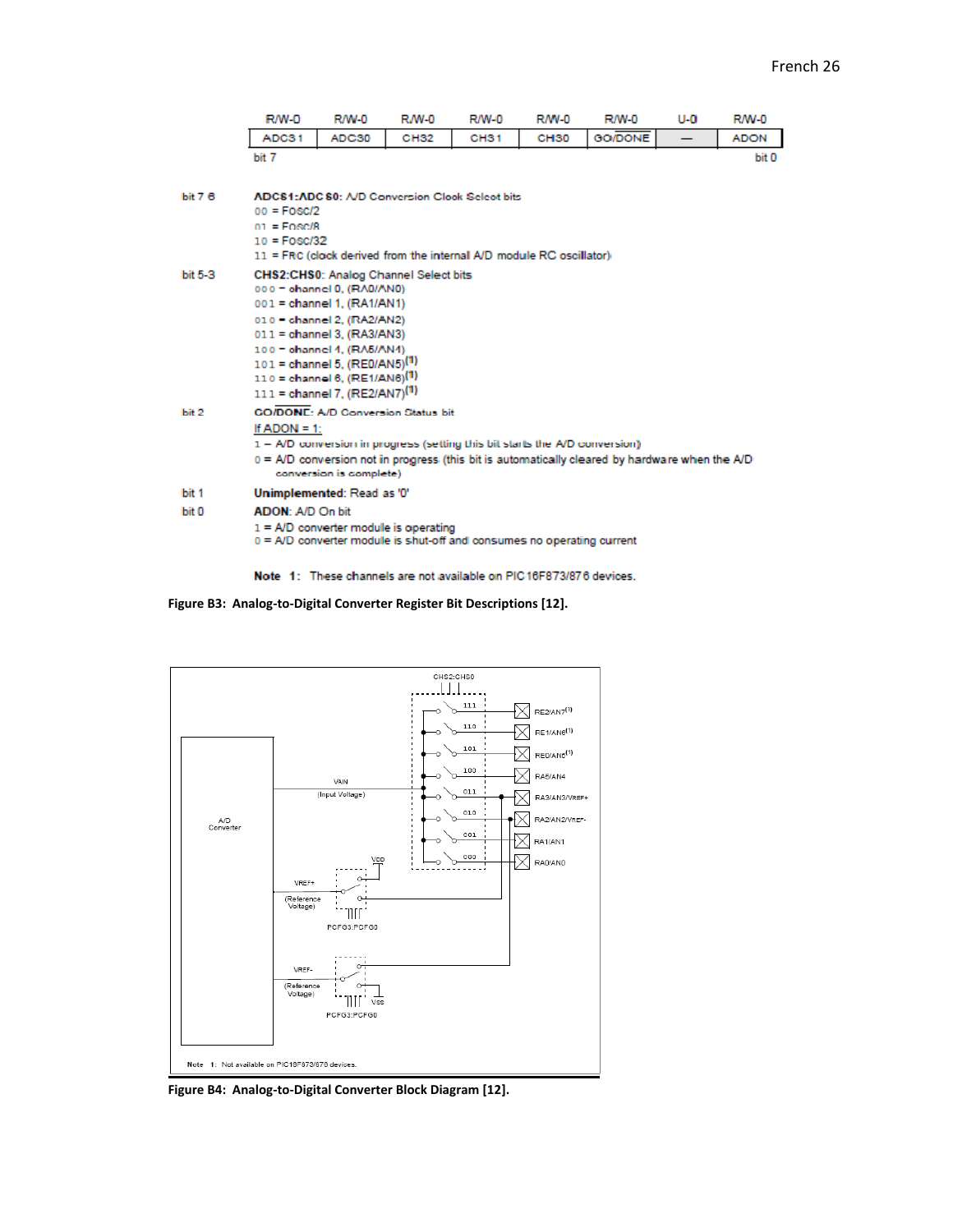| R/W-0 | R/W-0 | R/W-0 | R/W-0 | R/W-0 | R/W-0 | U-0 | R/W-0 |
|---|---|---|---|---|---|---|---|
| ADCS1 | ADCS0 | CHS2 | CHS1 | CHS0 | GO/DONE | — | ADON |
| bit 7 | | | | | | | bit 0 |

bit 7-6 **ADCS1:ADCS0**: A/D Conversion Clock Select bits
- 00 = FOSC/2
- 01 = FOSC/8
- 10 = FOSC/32
- 11 = FRC (clock derived from the internal A/D module RC oscillator)

bit 5-3 **CHS2:CHS0**: Analog Channel Select bits
- 000 = channel 0, (RA0/AN0)
- 001 = channel 1, (RA1/AN1)
- 010 = channel 2, (RA2/AN2)
- 011 = channel 3, (RA3/AN3)
- 100 = channel 4, (RA5/AN4)
- 101 = channel 5, (RE0/AN5)(1)
- 110 = channel 6, (RE1/AN6)(1)
- 111 = channel 7, (RE2/AN7)(1)

bit 2 **GO/DONE**: A/D Conversion Status bit

If ADON = 1:
- 1 = A/D conversion in progress (setting this bit starts the A/D conversion)
- 0 = A/D conversion not in progress (this bit is automatically cleared by hardware when the A/D conversion is complete)

bit 1 **Unimplemented**: Read as '0'

bit 0 **ADON**: A/D On bit
- 1 = A/D converter module is operating
- 0 = A/D converter module is shut-off and consumes no operating current

**Note 1:** These channels are not available on PIC16F873/876 devices.

**Figure B3: Analog-to-Digital Converter Register Bit Descriptions [12].**

**Figure B4: Analog-to-Digital Converter Block Diagram [12].**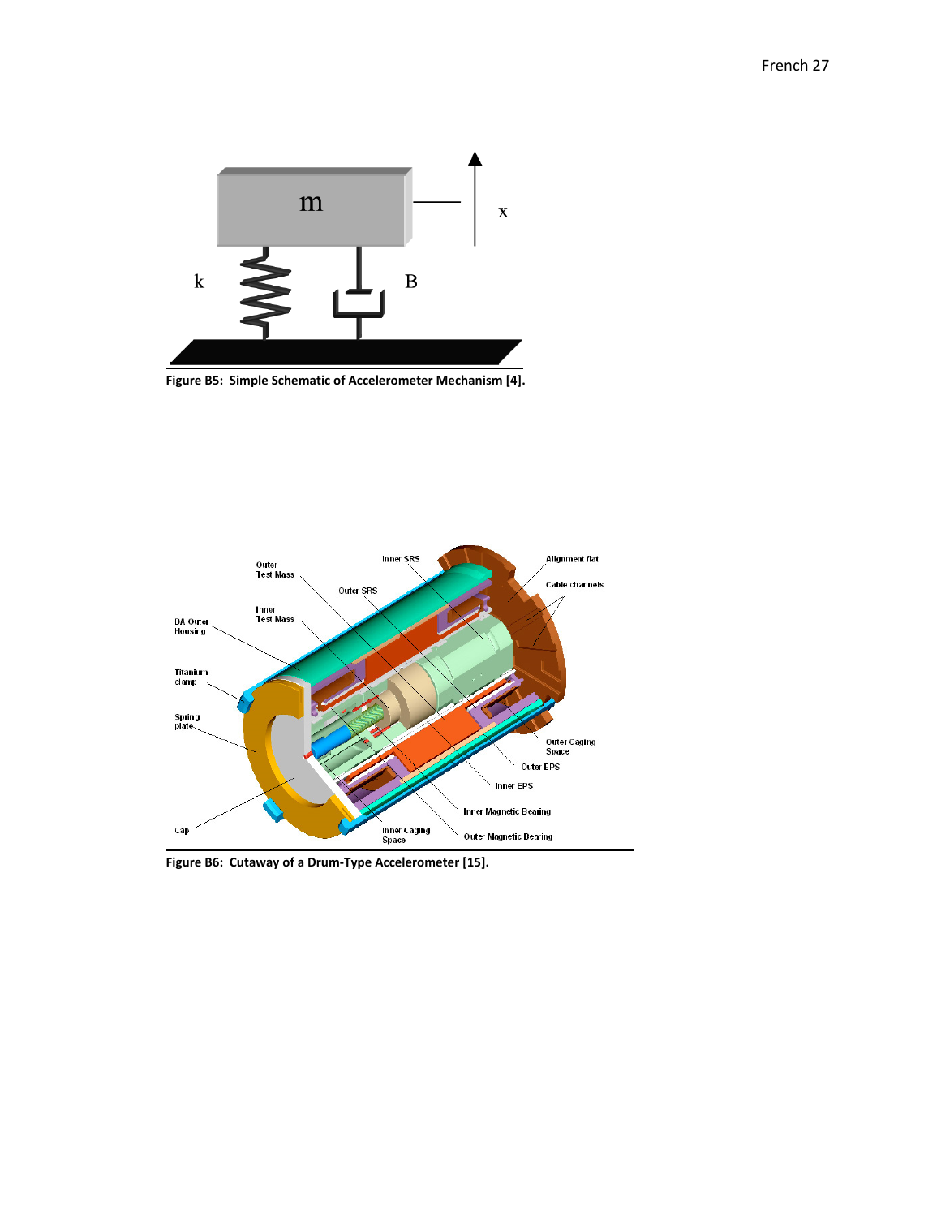Figure B5: Simple Schematic of Accelerometer Mechanism [4].

Figure B6: Cutaway of a Drum-Type Accelerometer [15].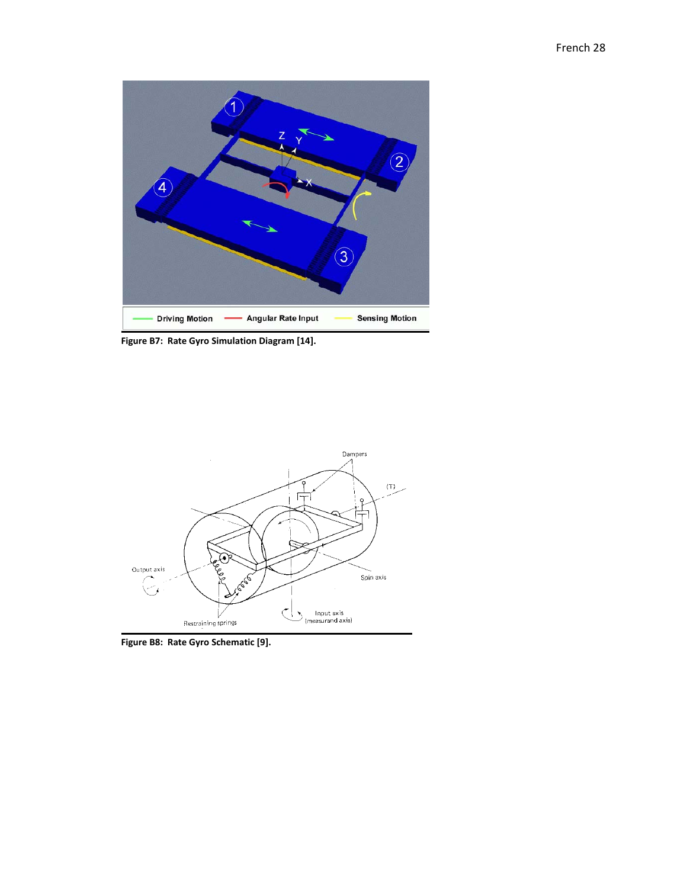**Figure B7: Rate Gyro Simulation Diagram [14].**

**Figure B8: Rate Gyro Schematic [9].**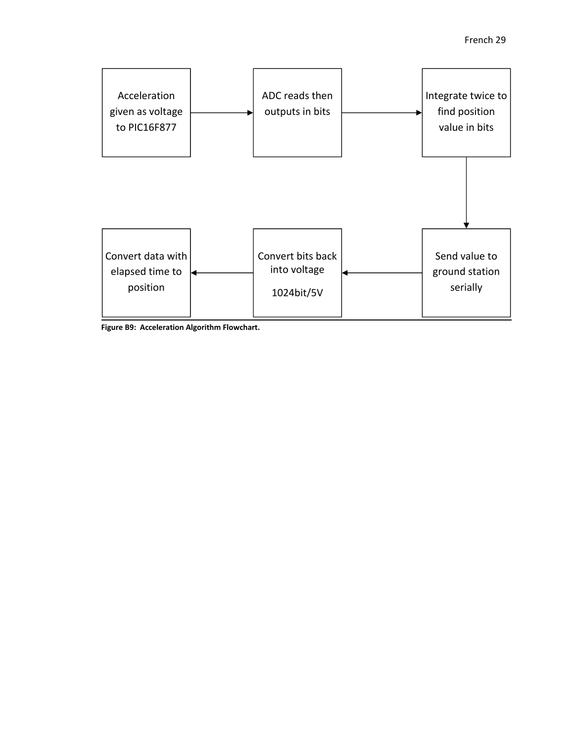Acceleration given as voltage to PIC16F877 → ADC reads then outputs in bits → Integrate twice to find position value in bits → Send value to ground station serially → Convert bits back into voltage 1024bit/5V → Convert data with elapsed time to position

**Figure B9: Acceleration Algorithm Flowchart.**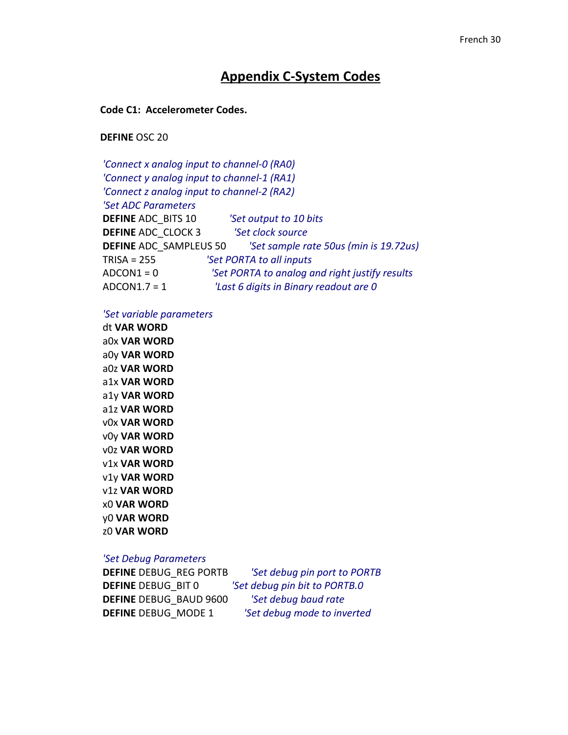# Appendix C-System Codes

**Code C1: Accelerometer Codes.**

```
DEFINE OSC 20

'Connect x analog input to channel-0 (RA0)
'Connect y analog input to channel-1 (RA1)
'Connect z analog input to channel-2 (RA2)
'Set ADC Parameters
DEFINE ADC_BITS 10          'Set output to 10 bits
DEFINE ADC_CLOCK 3          'Set clock source
DEFINE ADC_SAMPLEUS 50      'Set sample rate 50us (min is 19.72us)
TRISA = 255                 'Set PORTA to all inputs
ADCON1 = 0                  'Set PORTA to analog and right justify results
ADCON1.7 = 1                'Last 6 digits in Binary readout are 0

'Set variable parameters
dt VAR WORD
a0x VAR WORD
a0y VAR WORD
a0z VAR WORD
a1x VAR WORD
a1y VAR WORD
a1z VAR WORD
v0x VAR WORD
v0y VAR WORD
v0z VAR WORD
v1x VAR WORD
v1y VAR WORD
v1z VAR WORD
x0 VAR WORD
y0 VAR WORD
z0 VAR WORD

'Set Debug Parameters
DEFINE DEBUG_REG PORTB      'Set debug pin port to PORTB
DEFINE DEBUG_BIT 0          'Set debug pin bit to PORTB.0
DEFINE DEBUG_BAUD 9600      'Set debug baud rate
DEFINE DEBUG_MODE 1         'Set debug mode to inverted
```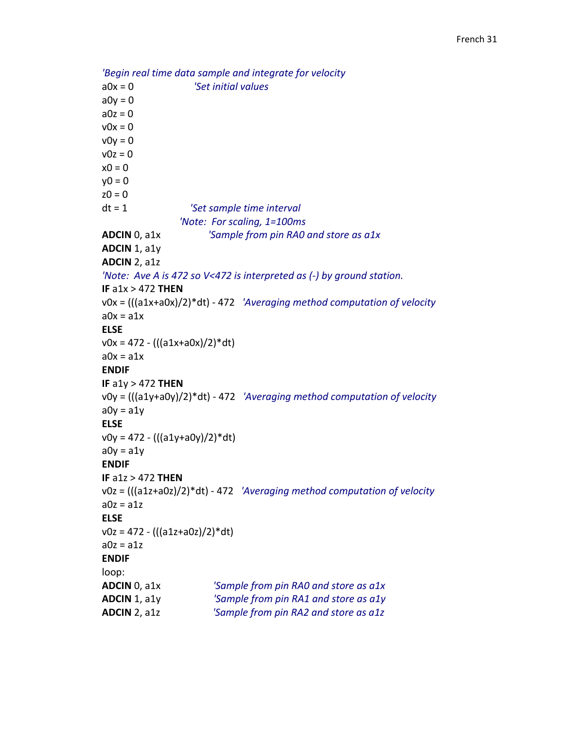```
'Begin real time data sample and integrate for velocity
a0x = 0                    'Set initial values
a0y = 0
a0z = 0
v0x = 0
v0y = 0
v0z = 0
x0 = 0
y0 = 0
z0 = 0
dt = 1                     'Set sample time interval
                           'Note:  For scaling, 1=100ms
ADCIN 0, a1x               'Sample from pin RA0 and store as a1x
ADCIN 1, a1y
ADCIN 2, a1z
'Note:  Ave A is 472 so V<472 is interpreted as (-) by ground station.
IF a1x > 472 THEN
v0x = (((a1x+a0x)/2)*dt) - 472   'Averaging method computation of velocity
a0x = a1x
ELSE
v0x = 472 - (((a1x+a0x)/2)*dt)
a0x = a1x
ENDIF
IF a1y > 472 THEN
v0y = (((a1y+a0y)/2)*dt) - 472   'Averaging method computation of velocity
a0y = a1y
ELSE
v0y = 472 - (((a1y+a0y)/2)*dt)
a0y = a1y
ENDIF
IF a1z > 472 THEN
v0z = (((a1z+a0z)/2)*dt) - 472   'Averaging method computation of velocity
a0z = a1z
ELSE
v0z = 472 - (((a1z+a0z)/2)*dt)
a0z = a1z
ENDIF
loop:
ADCIN 0, a1x               'Sample from pin RA0 and store as a1x
ADCIN 1, a1y               'Sample from pin RA1 and store as a1y
ADCIN 2, a1z               'Sample from pin RA2 and store as a1z
```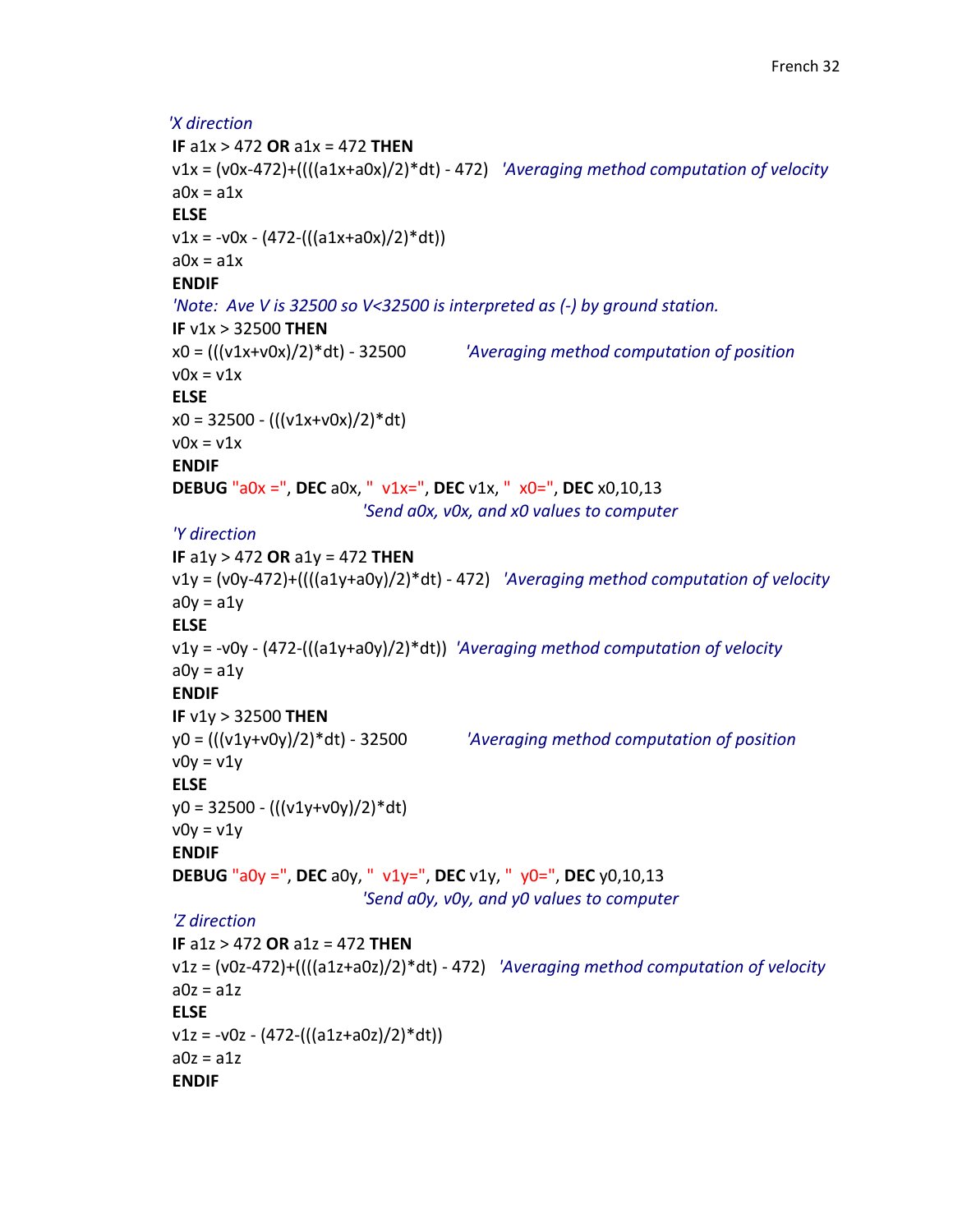```
'X direction
IF a1x > 472 OR a1x = 472 THEN
v1x = (v0x-472)+((((a1x+a0x)/2)*dt) - 472)   'Averaging method computation of velocity
a0x = a1x
ELSE
v1x = -v0x - (472-(((a1x+a0x)/2)*dt))
a0x = a1x
ENDIF
'Note:  Ave V is 32500 so V<32500 is interpreted as (-) by ground station.
IF v1x > 32500 THEN
x0 = (((v1x+v0x)/2)*dt) - 32500          'Averaging method computation of position
v0x = v1x
ELSE
x0 = 32500 - (((v1x+v0x)/2)*dt)
v0x = v1x
ENDIF
DEBUG "a0x =", DEC a0x, "  v1x=", DEC v1x, "  x0=", DEC x0,10,13
                              'Send a0x, v0x, and x0 values to computer
'Y direction
IF a1y > 472 OR a1y = 472 THEN
v1y = (v0y-472)+((((a1y+a0y)/2)*dt) - 472)   'Averaging method computation of velocity
a0y = a1y
ELSE
v1y = -v0y - (472-(((a1y+a0y)/2)*dt))  'Averaging method computation of velocity
a0y = a1y
ENDIF
IF v1y > 32500 THEN
y0 = (((v1y+v0y)/2)*dt) - 32500          'Averaging method computation of position
v0y = v1y
ELSE
y0 = 32500 - (((v1y+v0y)/2)*dt)
v0y = v1y
ENDIF
DEBUG "a0y =", DEC a0y, "  v1y=", DEC v1y, "  y0=", DEC y0,10,13
                              'Send a0y, v0y, and y0 values to computer
'Z direction
IF a1z > 472 OR a1z = 472 THEN
v1z = (v0z-472)+((((a1z+a0z)/2)*dt) - 472)   'Averaging method computation of velocity
a0z = a1z
ELSE
v1z = -v0z - (472-(((a1z+a0z)/2)*dt))
a0z = a1z
ENDIF
```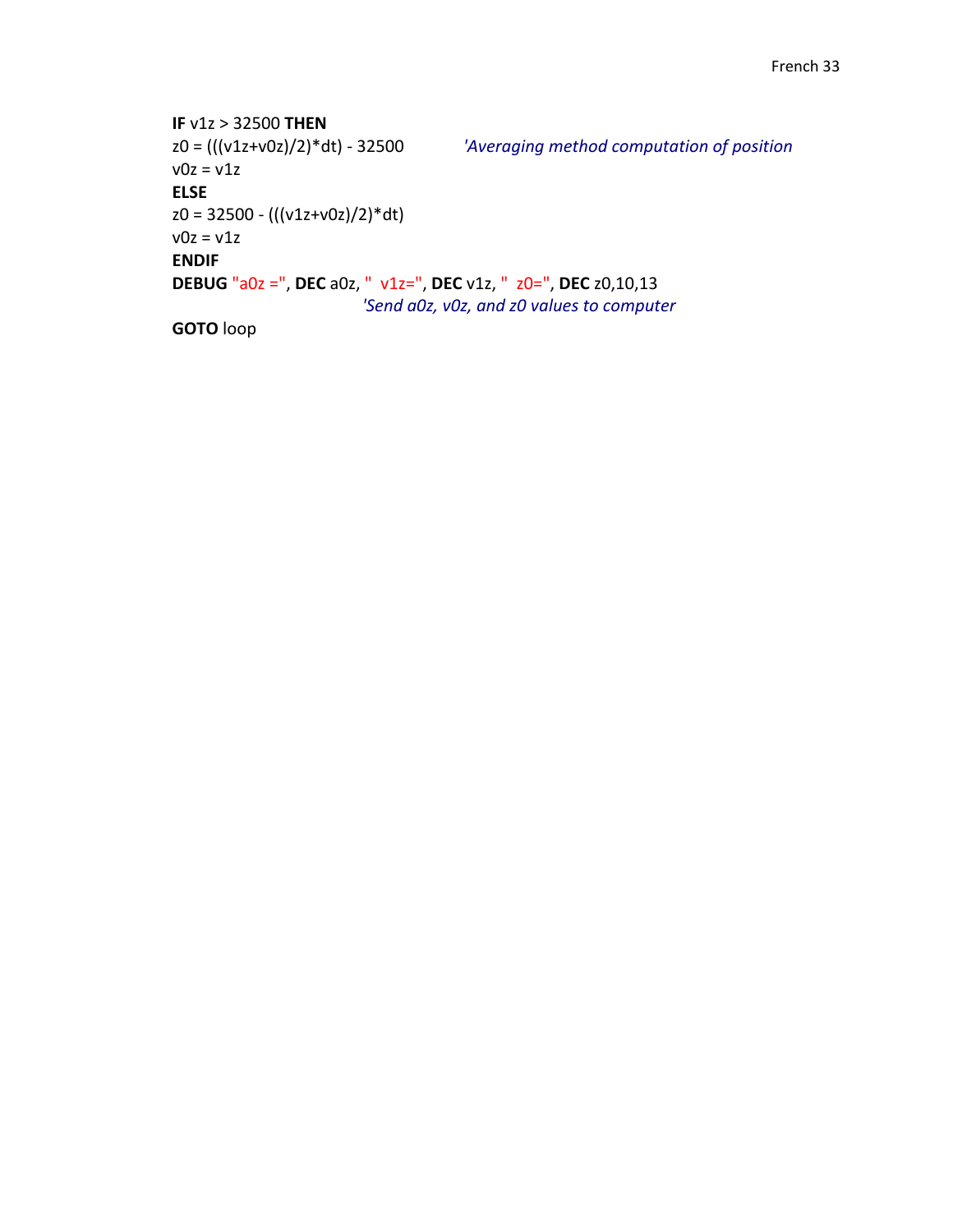```
IF v1z > 32500 THEN
z0 = (((v1z+v0z)/2)*dt) - 32500          'Averaging method computation of position
v0z = v1z
ELSE
z0 = 32500 - (((v1z+v0z)/2)*dt)
v0z = v1z
ENDIF
DEBUG "a0z =", DEC a0z, "  v1z=", DEC v1z, "  z0=", DEC z0,10,13
                                 'Send a0z, v0z, and z0 values to computer
GOTO loop
```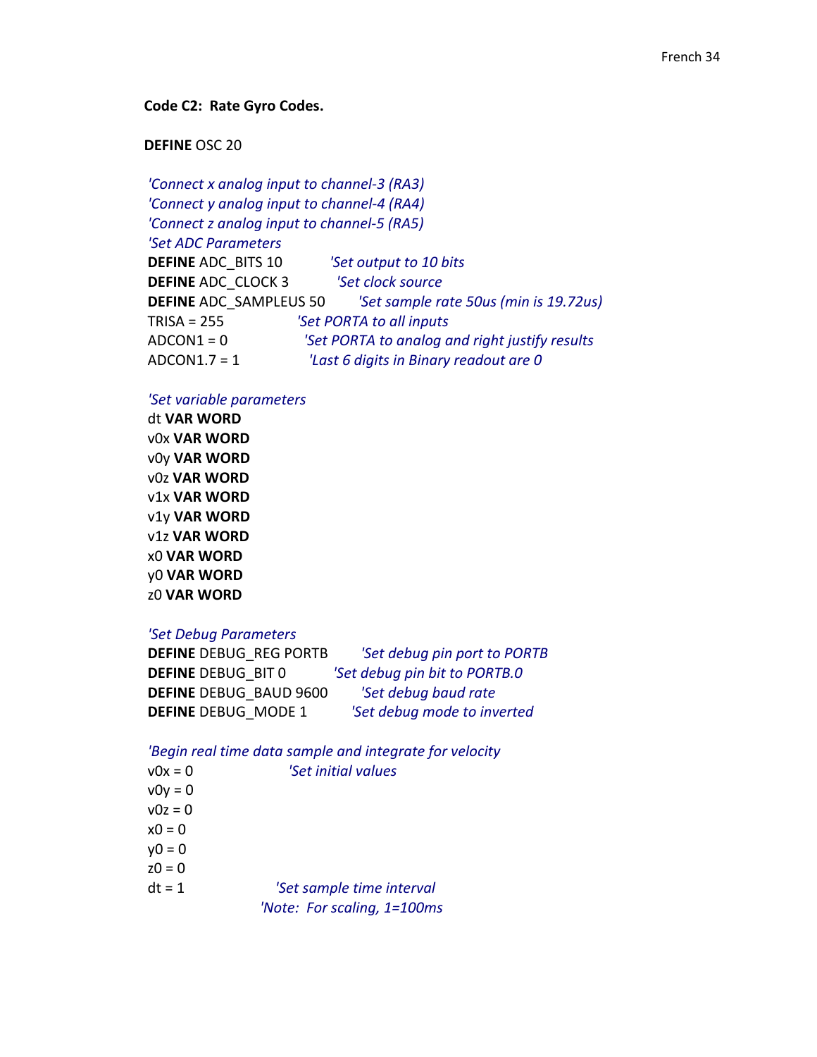**Code C2: Rate Gyro Codes.**

```
DEFINE OSC 20

'Connect x analog input to channel-3 (RA3)
'Connect y analog input to channel-4 (RA4)
'Connect z analog input to channel-5 (RA5)
'Set ADC Parameters
DEFINE ADC_BITS 10          'Set output to 10 bits
DEFINE ADC_CLOCK 3           'Set clock source
DEFINE ADC_SAMPLEUS 50       'Set sample rate 50us (min is 19.72us)
TRISA = 255                 'Set PORTA to all inputs
ADCON1 = 0                  'Set PORTA to analog and right justify results
ADCON1.7 = 1                'Last 6 digits in Binary readout are 0

'Set variable parameters
dt VAR WORD
v0x VAR WORD
v0y VAR WORD
v0z VAR WORD
v1x VAR WORD
v1y VAR WORD
v1z VAR WORD
x0 VAR WORD
y0 VAR WORD
z0 VAR WORD

'Set Debug Parameters
DEFINE DEBUG_REG PORTB       'Set debug pin port to PORTB
DEFINE DEBUG_BIT 0          'Set debug pin bit to PORTB.0
DEFINE DEBUG_BAUD 9600       'Set debug baud rate
DEFINE DEBUG_MODE 1          'Set debug mode to inverted

'Begin real time data sample and integrate for velocity
v0x = 0                     'Set initial values
v0y = 0
v0z = 0
x0 = 0
y0 = 0
z0 = 0
dt = 1                      'Set sample time interval
                            'Note:  For scaling, 1=100ms
```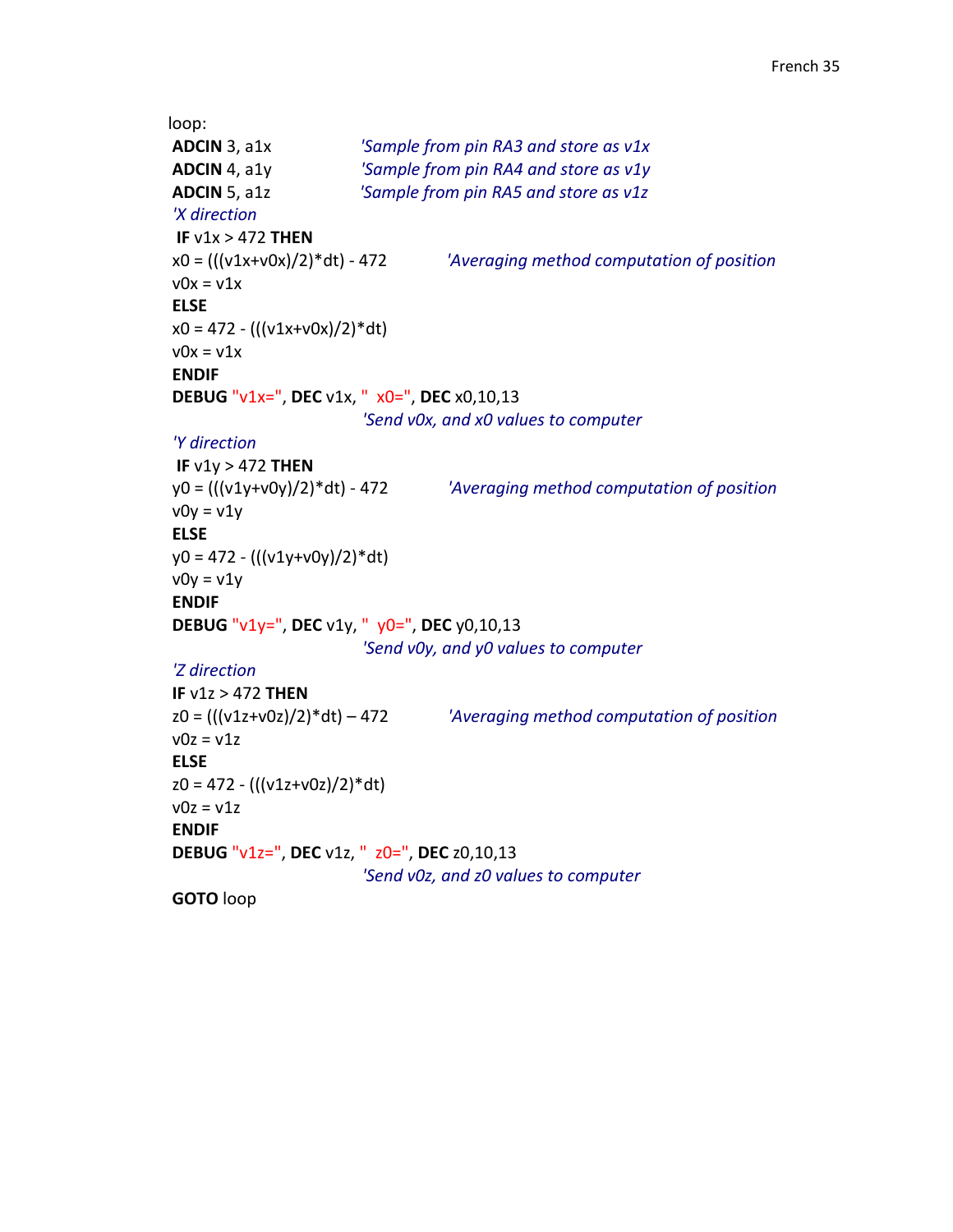```
loop:
ADCIN 3, a1x             'Sample from pin RA3 and store as v1x
ADCIN 4, a1y             'Sample from pin RA4 and store as v1y
ADCIN 5, a1z             'Sample from pin RA5 and store as v1z
'X direction
 IF v1x > 472 THEN
x0 = (((v1x+v0x)/2)*dt) - 472          'Averaging method computation of position
v0x = v1x
ELSE
x0 = 472 - (((v1x+v0x)/2)*dt)
v0x = v1x
ENDIF
DEBUG "v1x=", DEC v1x, "  x0=", DEC x0,10,13
                         'Send v0x, and x0 values to computer
'Y direction
 IF v1y > 472 THEN
y0 = (((v1y+v0y)/2)*dt) - 472          'Averaging method computation of position
v0y = v1y
ELSE
y0 = 472 - (((v1y+v0y)/2)*dt)
v0y = v1y
ENDIF
DEBUG "v1y=", DEC v1y, "  y0=", DEC y0,10,13
                         'Send v0y, and y0 values to computer
'Z direction
IF v1z > 472 THEN
z0 = (((v1z+v0z)/2)*dt) – 472          'Averaging method computation of position
v0z = v1z
ELSE
z0 = 472 - (((v1z+v0z)/2)*dt)
v0z = v1z
ENDIF
DEBUG "v1z=", DEC v1z, "  z0=", DEC z0,10,13
                         'Send v0z, and z0 values to computer
GOTO loop
```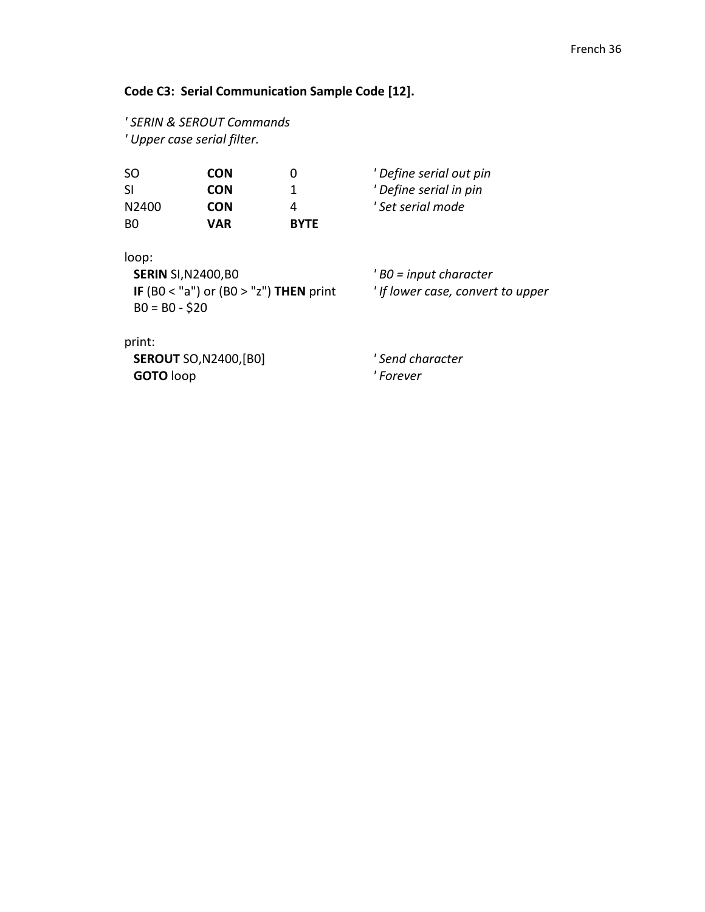**Code C3: Serial Communication Sample Code [12].**

```
' SERIN & SEROUT Commands
' Upper case serial filter.

SO      CON   0       ' Define serial out pin
SI      CON   1       ' Define serial in pin
N2400   CON   4       ' Set serial mode
B0      VAR   BYTE

loop:
  SERIN SI,N2400,B0                        ' B0 = input character
  IF (B0 < "a") or (B0 > "z") THEN print   ' If lower case, convert to upper
  B0 = B0 - $20

print:
  SEROUT SO,N2400,[B0]                     ' Send character
  GOTO loop                                ' Forever
```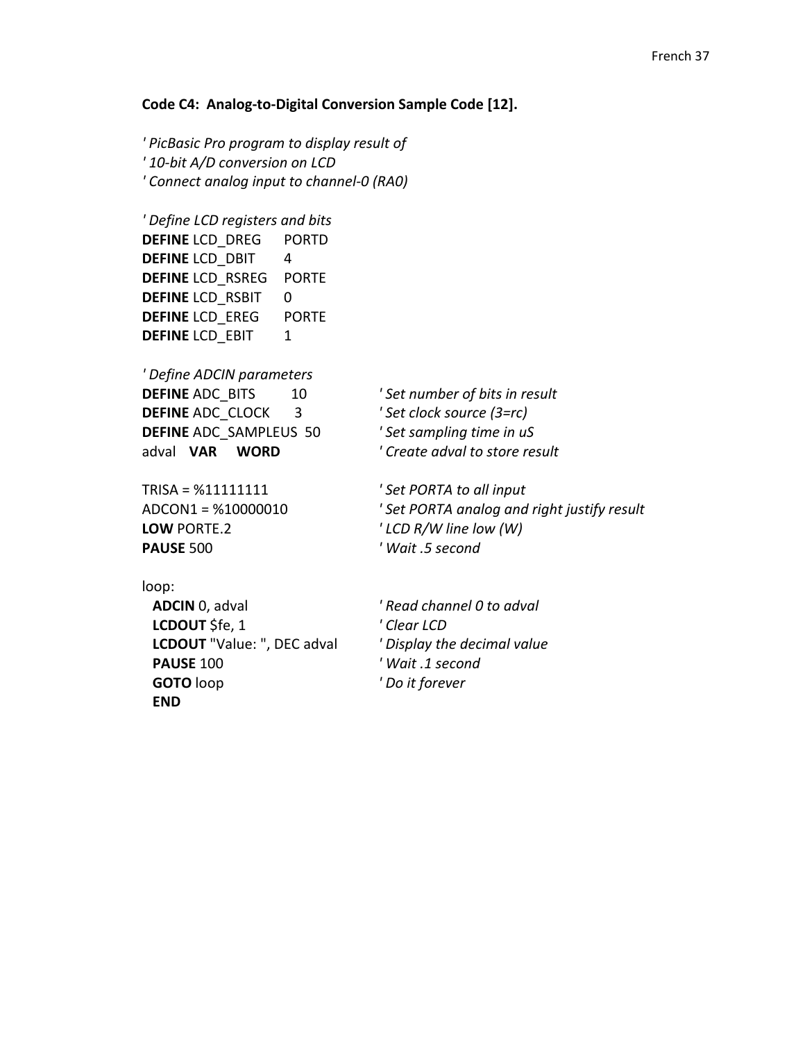**Code C4: Analog-to-Digital Conversion Sample Code [12].**

```
' PicBasic Pro program to display result of
' 10-bit A/D conversion on LCD
' Connect analog input to channel-0 (RA0)

' Define LCD registers and bits
DEFINE LCD_DREG     PORTD
DEFINE LCD_DBIT     4
DEFINE LCD_RSREG    PORTE
DEFINE LCD_RSBIT    0
DEFINE LCD_EREG     PORTE
DEFINE LCD_EBIT     1

' Define ADCIN parameters
DEFINE ADC_BITS       10          ' Set number of bits in result
DEFINE ADC_CLOCK      3           ' Set clock source (3=rc)
DEFINE ADC_SAMPLEUS  50           ' Set sampling time in uS
adval   VAR     WORD              ' Create adval to store result

TRISA = %11111111                 ' Set PORTA to all input
ADCON1 = %10000010                ' Set PORTA analog and right justify result
LOW PORTE.2                       ' LCD R/W line low (W)
PAUSE 500                         ' Wait .5 second

loop:
  ADCIN 0, adval                  ' Read channel 0 to adval
  LCDOUT $fe, 1                   ' Clear LCD
  LCDOUT "Value: ", DEC adval     ' Display the decimal value
  PAUSE 100                       ' Wait .1 second
  GOTO loop                       ' Do it forever
  END
```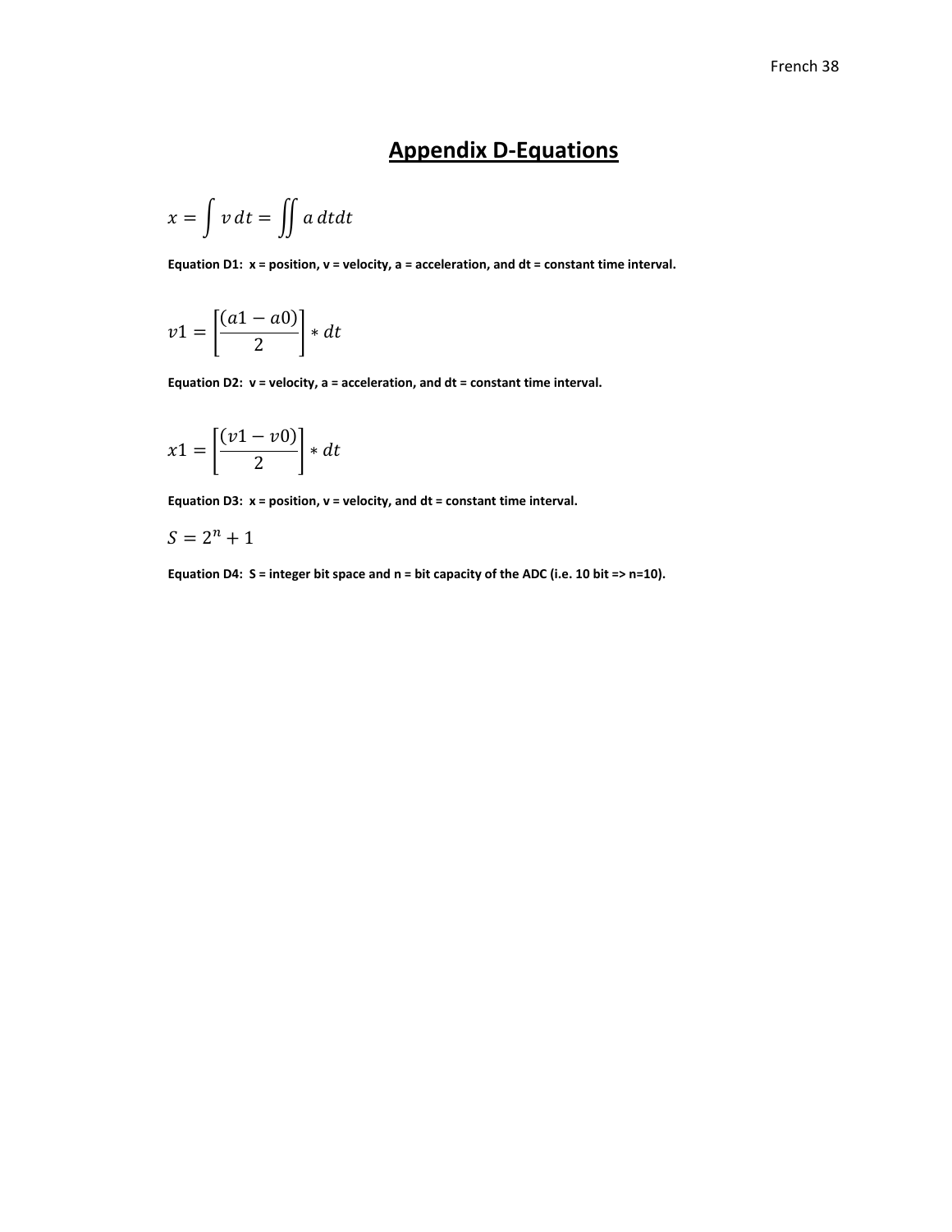# Appendix D-Equations

$$x = \int v\,dt = \iint a\,dtdt$$

**Equation D1: x = position, v = velocity, a = acceleration, and dt = constant time interval.**

$$v1 = \left[\frac{(a1 - a0)}{2}\right] * dt$$

**Equation D2: v = velocity, a = acceleration, and dt = constant time interval.**

$$x1 = \left[\frac{(v1 - v0)}{2}\right] * dt$$

**Equation D3: x = position, v = velocity, and dt = constant time interval.**

$$S = 2^n + 1$$

**Equation D4: S = integer bit space and n = bit capacity of the ADC (i.e. 10 bit => n=10).**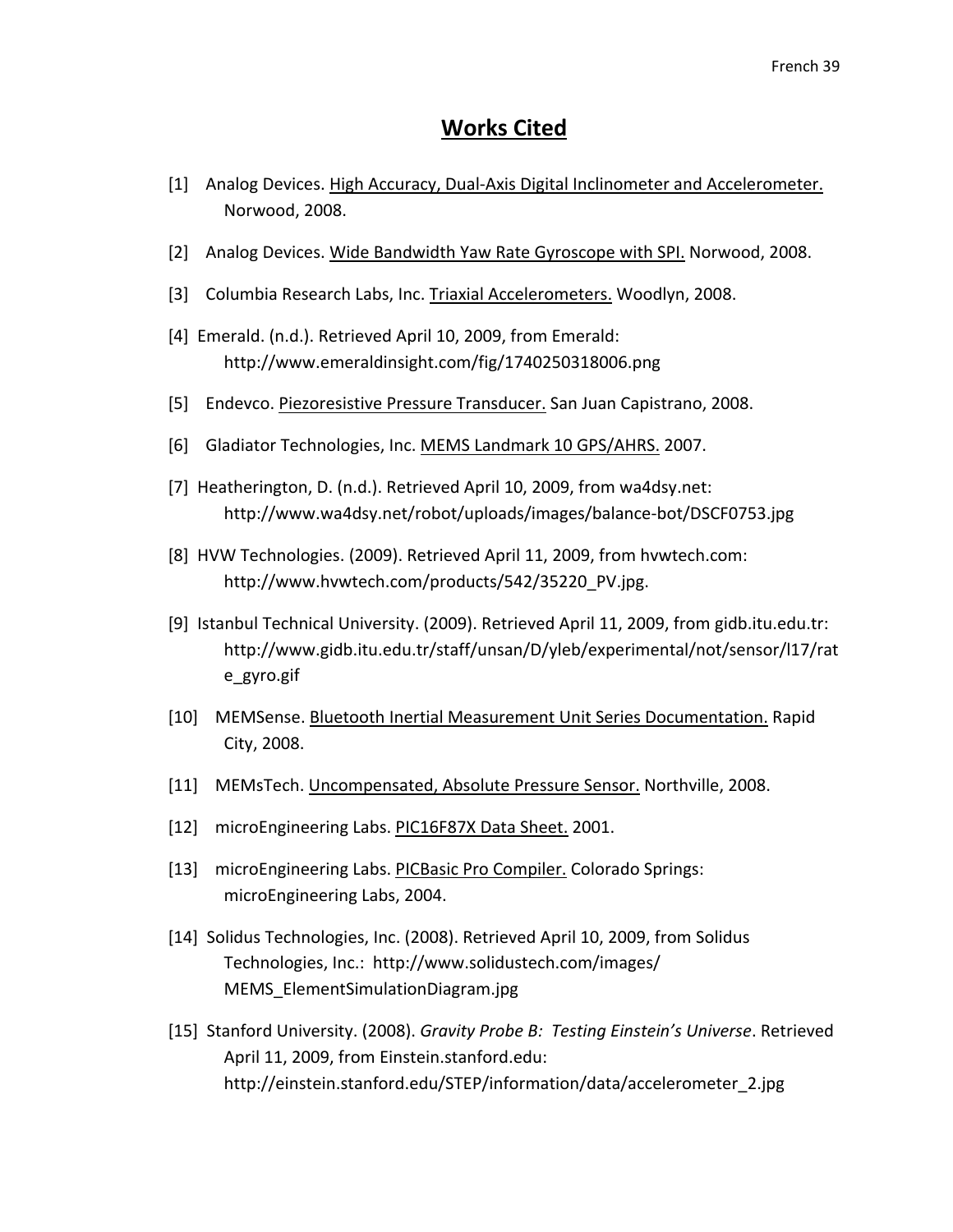# Works Cited

[1] Analog Devices. High Accuracy, Dual-Axis Digital Inclinometer and Accelerometer. Norwood, 2008.

[2] Analog Devices. Wide Bandwidth Yaw Rate Gyroscope with SPI. Norwood, 2008.

[3] Columbia Research Labs, Inc. Triaxial Accelerometers. Woodlyn, 2008.

[4] Emerald. (n.d.). Retrieved April 10, 2009, from Emerald: http://www.emeraldinsight.com/fig/1740250318006.png

[5] Endevco. Piezoresistive Pressure Transducer. San Juan Capistrano, 2008.

[6] Gladiator Technologies, Inc. MEMS Landmark 10 GPS/AHRS. 2007.

[7] Heatherington, D. (n.d.). Retrieved April 10, 2009, from wa4dsy.net: http://www.wa4dsy.net/robot/uploads/images/balance-bot/DSCF0753.jpg

[8] HVW Technologies. (2009). Retrieved April 11, 2009, from hvwtech.com: http://www.hvwtech.com/products/542/35220_PV.jpg.

[9] Istanbul Technical University. (2009). Retrieved April 11, 2009, from gidb.itu.edu.tr: http://www.gidb.itu.edu.tr/staff/unsan/D/yleb/experimental/not/sensor/l17/rate_gyro.gif

[10] MEMSense. Bluetooth Inertial Measurement Unit Series Documentation. Rapid City, 2008.

[11] MEMsTech. Uncompensated, Absolute Pressure Sensor. Northville, 2008.

[12] microEngineering Labs. PIC16F87X Data Sheet. 2001.

[13] microEngineering Labs. PICBasic Pro Compiler. Colorado Springs: microEngineering Labs, 2004.

[14] Solidus Technologies, Inc. (2008). Retrieved April 10, 2009, from Solidus Technologies, Inc.: http://www.solidustech.com/images/MEMS_ElementSimulationDiagram.jpg

[15] Stanford University. (2008). *Gravity Probe B: Testing Einstein's Universe*. Retrieved April 11, 2009, from Einstein.stanford.edu: http://einstein.stanford.edu/STEP/information/data/accelerometer_2.jpg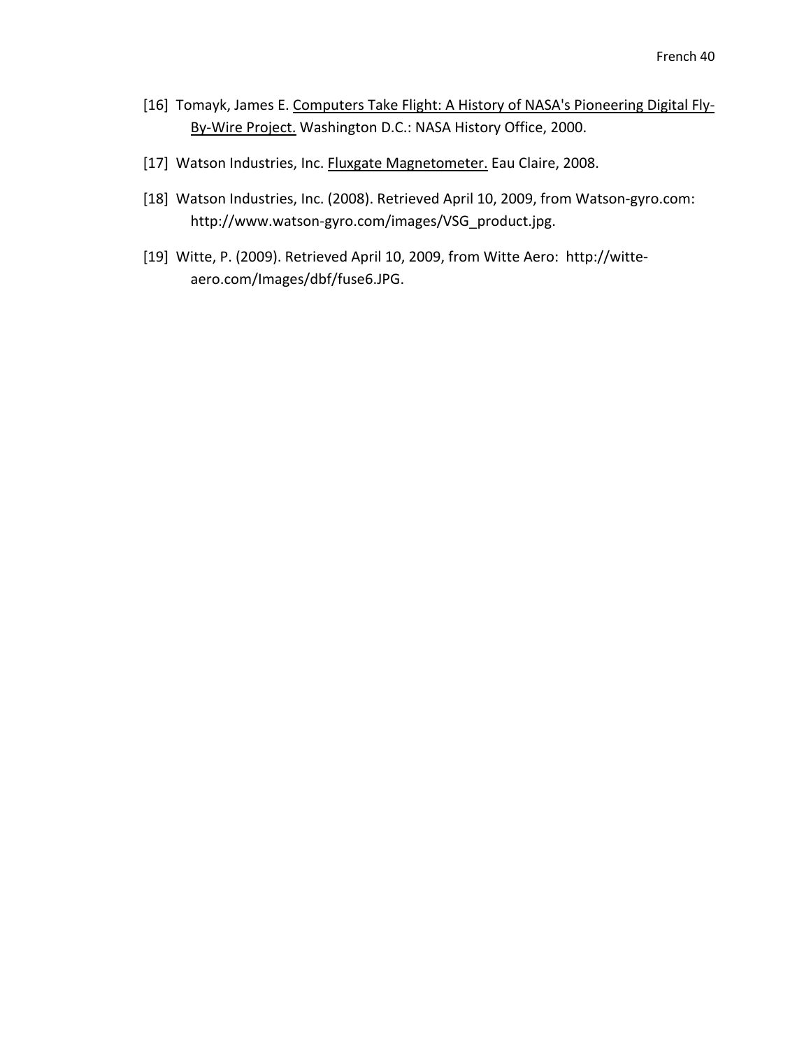[16] Tomayk, James E. Computers Take Flight: A History of NASA's Pioneering Digital Fly-By-Wire Project. Washington D.C.: NASA History Office, 2000.

[17] Watson Industries, Inc. Fluxgate Magnetometer. Eau Claire, 2008.

[18] Watson Industries, Inc. (2008). Retrieved April 10, 2009, from Watson-gyro.com: http://www.watson-gyro.com/images/VSG_product.jpg.

[19] Witte, P. (2009). Retrieved April 10, 2009, from Witte Aero: http://witte-aero.com/Images/dbf/fuse6.JPG.